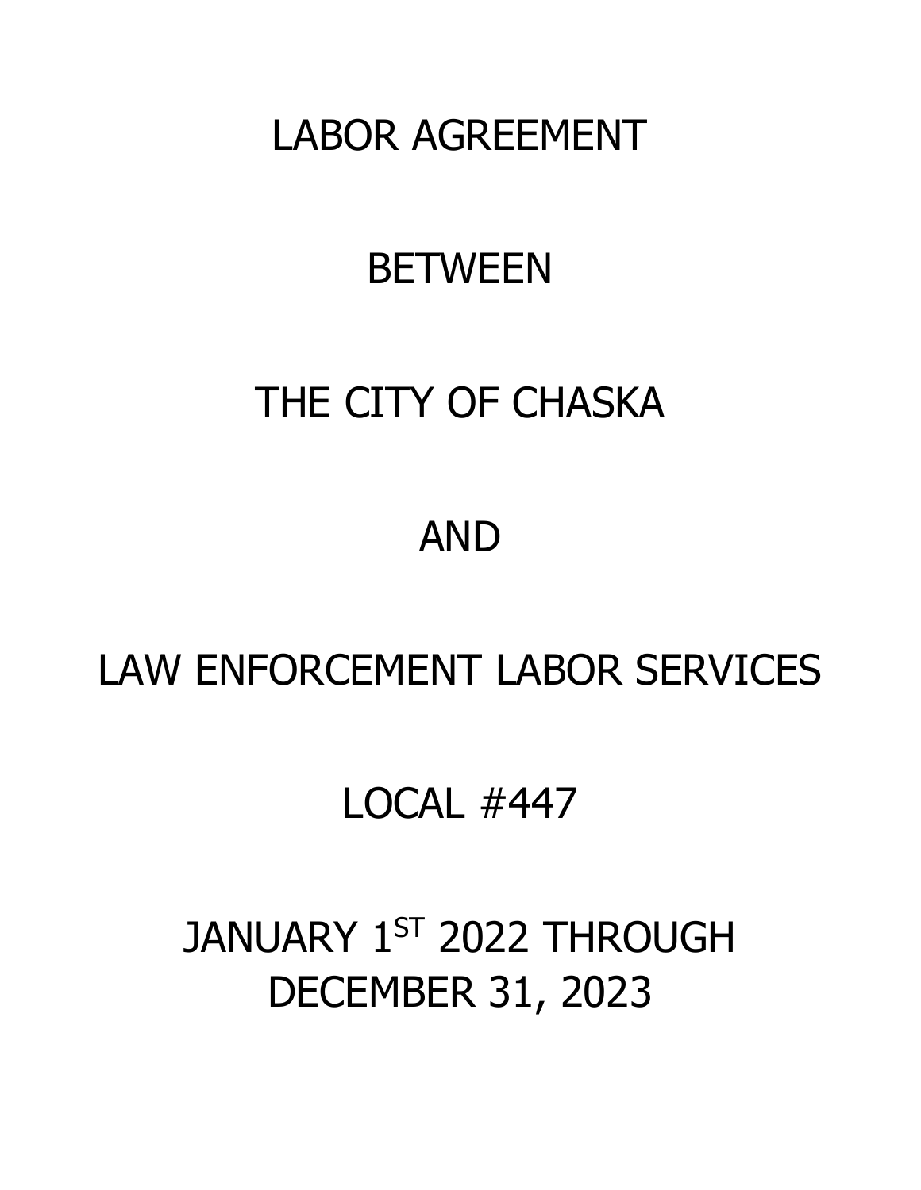# LABOR AGREEMENT

# BETWEEN

# THE CITY OF CHASKA

# AND

# LAW ENFORCEMENT LABOR SERVICES

# LOCAL #447

# JANUARY 1ST 2022 THROUGH DECEMBER 31, 2023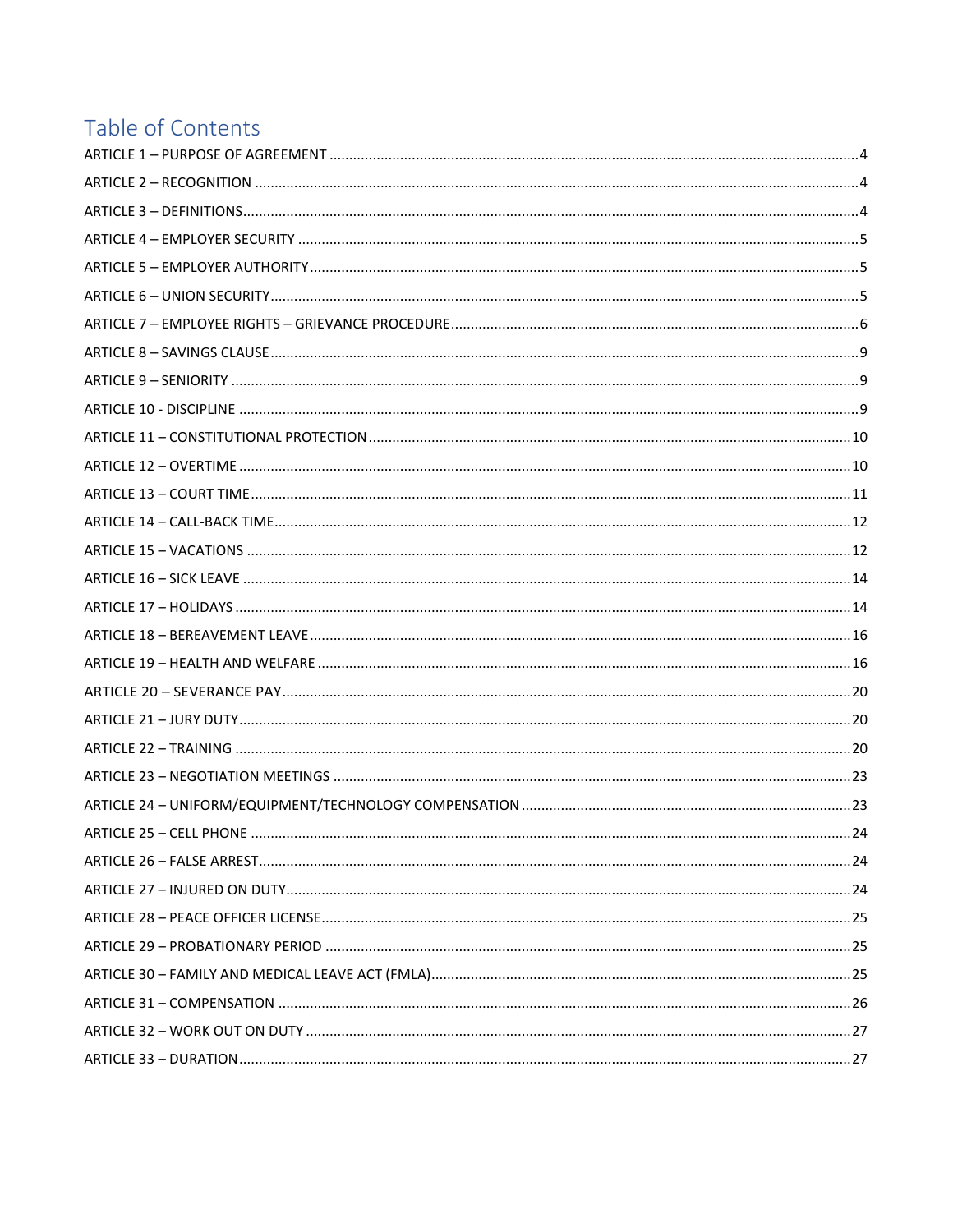# Table of Contents

ARTICLE 1 – PURPOSE OF AGREEMENT .....4
ARTICLE 2 – RECOGNITION .....4
ARTICLE 3 – DEFINITIONS .....4
ARTICLE 4 – EMPLOYER SECURITY .....5
ARTICLE 5 – EMPLOYER AUTHORITY .....5
ARTICLE 6 – UNION SECURITY .....5
ARTICLE 7 – EMPLOYEE RIGHTS – GRIEVANCE PROCEDURE .....6
ARTICLE 8 – SAVINGS CLAUSE .....9
ARTICLE 9 – SENIORITY .....9
ARTICLE 10 - DISCIPLINE .....9
ARTICLE 11 – CONSTITUTIONAL PROTECTION .....10
ARTICLE 12 – OVERTIME .....10
ARTICLE 13 – COURT TIME .....11
ARTICLE 14 – CALL-BACK TIME .....12
ARTICLE 15 – VACATIONS .....12
ARTICLE 16 – SICK LEAVE .....14
ARTICLE 17 – HOLIDAYS .....14
ARTICLE 18 – BEREAVEMENT LEAVE .....16
ARTICLE 19 – HEALTH AND WELFARE .....16
ARTICLE 20 – SEVERANCE PAY .....20
ARTICLE 21 – JURY DUTY .....20
ARTICLE 22 – TRAINING .....20
ARTICLE 23 – NEGOTIATION MEETINGS .....23
ARTICLE 24 – UNIFORM/EQUIPMENT/TECHNOLOGY COMPENSATION .....23
ARTICLE 25 – CELL PHONE .....24
ARTICLE 26 – FALSE ARREST .....24
ARTICLE 27 – INJURED ON DUTY .....24
ARTICLE 28 – PEACE OFFICER LICENSE .....25
ARTICLE 29 – PROBATIONARY PERIOD .....25
ARTICLE 30 – FAMILY AND MEDICAL LEAVE ACT (FMLA) .....25
ARTICLE 31 – COMPENSATION .....26
ARTICLE 32 – WORK OUT ON DUTY .....27
ARTICLE 33 – DURATION .....27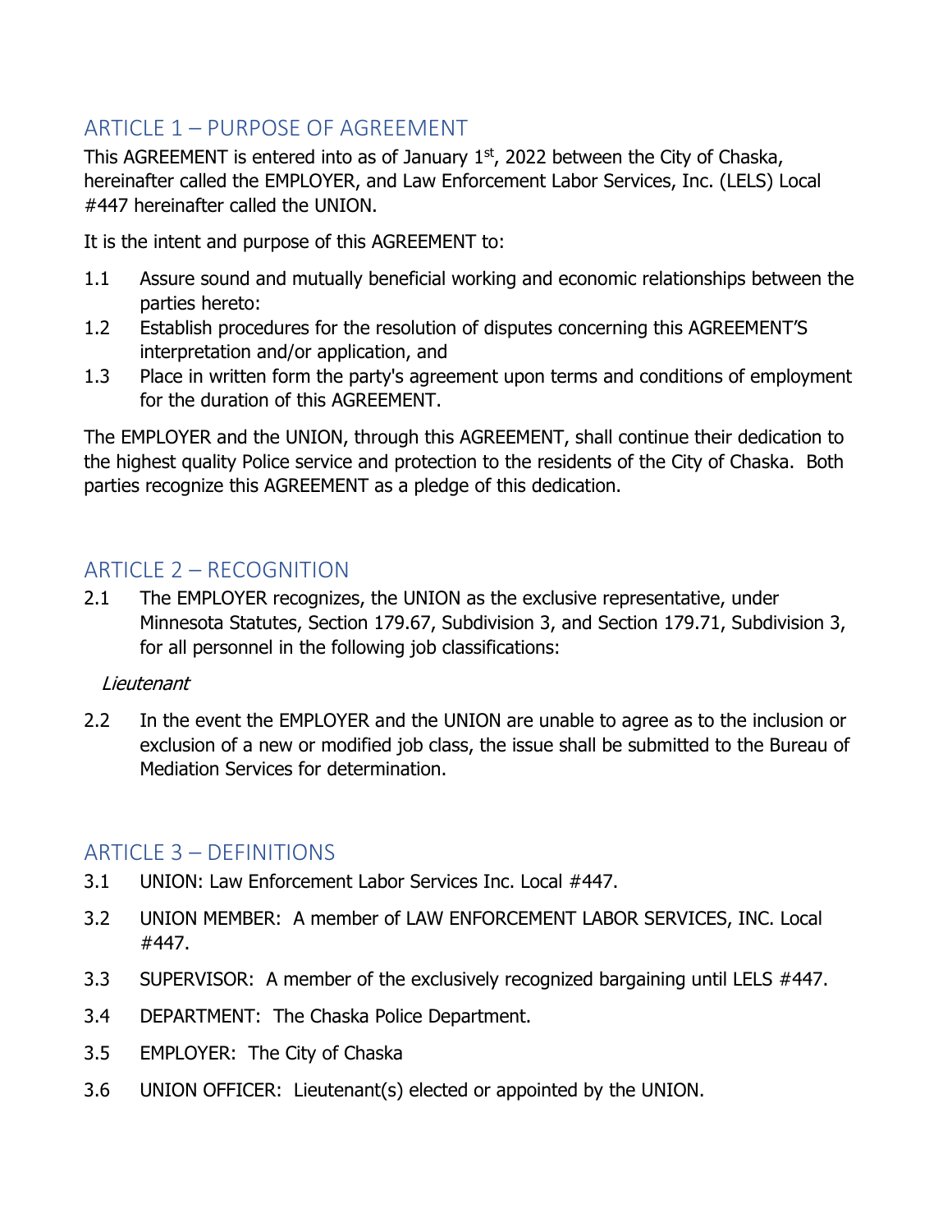## ARTICLE 1 – PURPOSE OF AGREEMENT

This AGREEMENT is entered into as of January 1st, 2022 between the City of Chaska, hereinafter called the EMPLOYER, and Law Enforcement Labor Services, Inc. (LELS) Local #447 hereinafter called the UNION.

It is the intent and purpose of this AGREEMENT to:

1.1 Assure sound and mutually beneficial working and economic relationships between the parties hereto:

1.2 Establish procedures for the resolution of disputes concerning this AGREEMENT'S interpretation and/or application, and

1.3 Place in written form the party's agreement upon terms and conditions of employment for the duration of this AGREEMENT.

The EMPLOYER and the UNION, through this AGREEMENT, shall continue their dedication to the highest quality Police service and protection to the residents of the City of Chaska. Both parties recognize this AGREEMENT as a pledge of this dedication.

## ARTICLE 2 – RECOGNITION

2.1 The EMPLOYER recognizes, the UNION as the exclusive representative, under Minnesota Statutes, Section 179.67, Subdivision 3, and Section 179.71, Subdivision 3, for all personnel in the following job classifications:

*Lieutenant*

2.2 In the event the EMPLOYER and the UNION are unable to agree as to the inclusion or exclusion of a new or modified job class, the issue shall be submitted to the Bureau of Mediation Services for determination.

## ARTICLE 3 – DEFINITIONS

3.1 UNION: Law Enforcement Labor Services Inc. Local #447.

3.2 UNION MEMBER: A member of LAW ENFORCEMENT LABOR SERVICES, INC. Local #447.

3.3 SUPERVISOR: A member of the exclusively recognized bargaining until LELS #447.

3.4 DEPARTMENT: The Chaska Police Department.

3.5 EMPLOYER: The City of Chaska

3.6 UNION OFFICER: Lieutenant(s) elected or appointed by the UNION.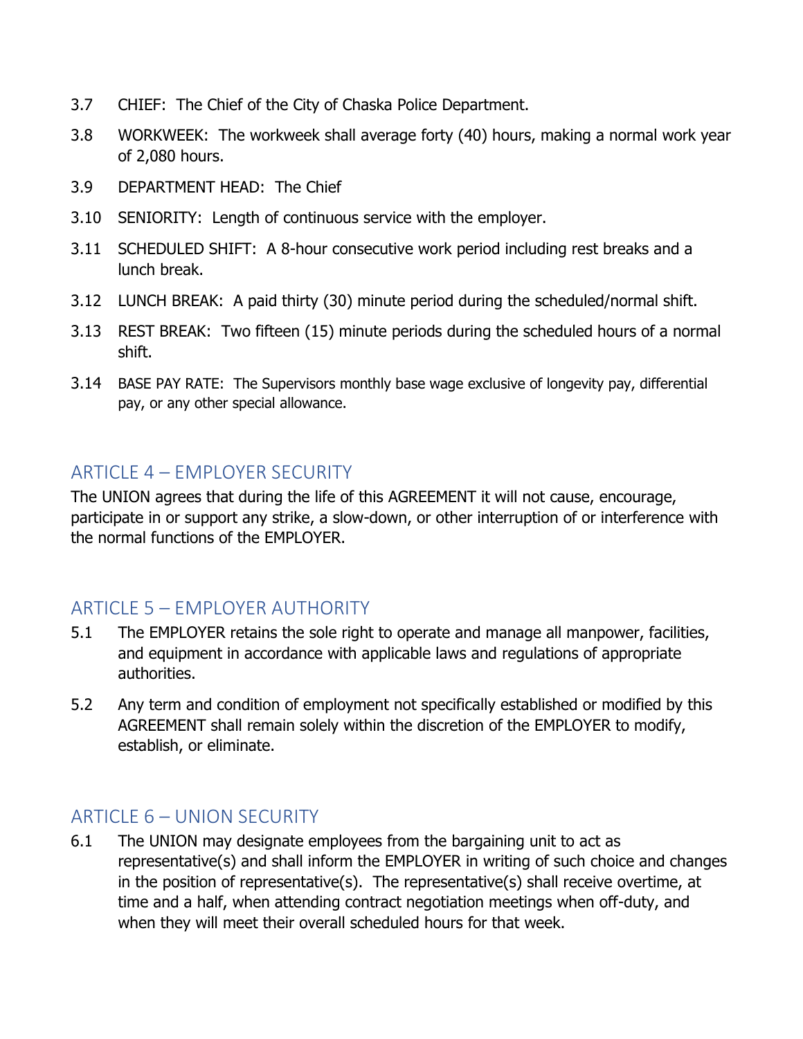3.7 CHIEF: The Chief of the City of Chaska Police Department.

3.8 WORKWEEK: The workweek shall average forty (40) hours, making a normal work year of 2,080 hours.

3.9 DEPARTMENT HEAD: The Chief

3.10 SENIORITY: Length of continuous service with the employer.

3.11 SCHEDULED SHIFT: A 8-hour consecutive work period including rest breaks and a lunch break.

3.12 LUNCH BREAK: A paid thirty (30) minute period during the scheduled/normal shift.

3.13 REST BREAK: Two fifteen (15) minute periods during the scheduled hours of a normal shift.

3.14 BASE PAY RATE: The Supervisors monthly base wage exclusive of longevity pay, differential pay, or any other special allowance.

## ARTICLE 4 – EMPLOYER SECURITY

The UNION agrees that during the life of this AGREEMENT it will not cause, encourage, participate in or support any strike, a slow-down, or other interruption of or interference with the normal functions of the EMPLOYER.

## ARTICLE 5 – EMPLOYER AUTHORITY

5.1 The EMPLOYER retains the sole right to operate and manage all manpower, facilities, and equipment in accordance with applicable laws and regulations of appropriate authorities.

5.2 Any term and condition of employment not specifically established or modified by this AGREEMENT shall remain solely within the discretion of the EMPLOYER to modify, establish, or eliminate.

## ARTICLE 6 – UNION SECURITY

6.1 The UNION may designate employees from the bargaining unit to act as representative(s) and shall inform the EMPLOYER in writing of such choice and changes in the position of representative(s). The representative(s) shall receive overtime, at time and a half, when attending contract negotiation meetings when off-duty, and when they will meet their overall scheduled hours for that week.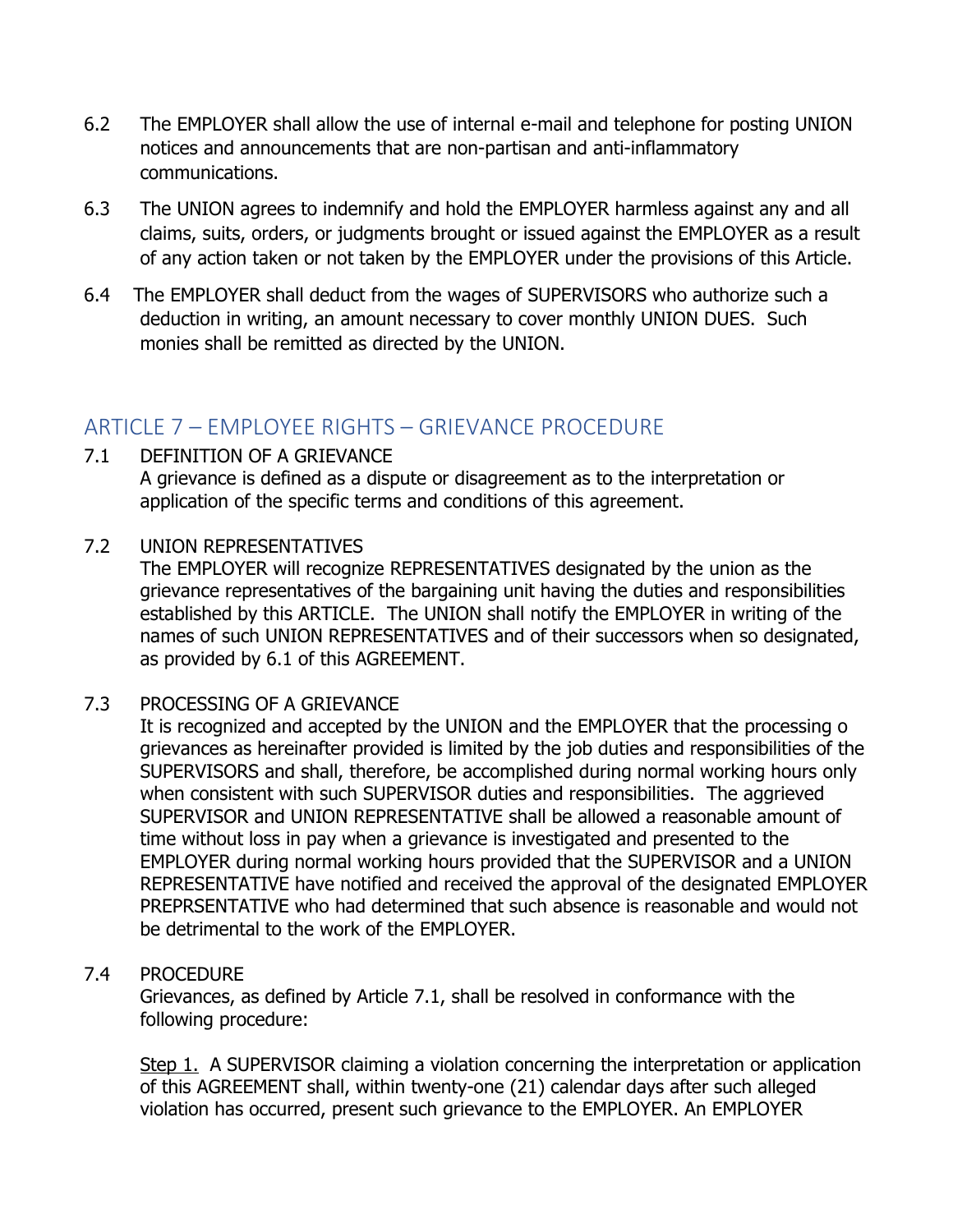6.2 The EMPLOYER shall allow the use of internal e-mail and telephone for posting UNION notices and announcements that are non-partisan and anti-inflammatory communications.

6.3 The UNION agrees to indemnify and hold the EMPLOYER harmless against any and all claims, suits, orders, or judgments brought or issued against the EMPLOYER as a result of any action taken or not taken by the EMPLOYER under the provisions of this Article.

6.4 The EMPLOYER shall deduct from the wages of SUPERVISORS who authorize such a deduction in writing, an amount necessary to cover monthly UNION DUES. Such monies shall be remitted as directed by the UNION.

## ARTICLE 7 – EMPLOYEE RIGHTS – GRIEVANCE PROCEDURE

7.1 DEFINITION OF A GRIEVANCE

A grievance is defined as a dispute or disagreement as to the interpretation or application of the specific terms and conditions of this agreement.

7.2 UNION REPRESENTATIVES

The EMPLOYER will recognize REPRESENTATIVES designated by the union as the grievance representatives of the bargaining unit having the duties and responsibilities established by this ARTICLE. The UNION shall notify the EMPLOYER in writing of the names of such UNION REPRESENTATIVES and of their successors when so designated, as provided by 6.1 of this AGREEMENT.

7.3 PROCESSING OF A GRIEVANCE

It is recognized and accepted by the UNION and the EMPLOYER that the processing o grievances as hereinafter provided is limited by the job duties and responsibilities of the SUPERVISORS and shall, therefore, be accomplished during normal working hours only when consistent with such SUPERVISOR duties and responsibilities. The aggrieved SUPERVISOR and UNION REPRESENTATIVE shall be allowed a reasonable amount of time without loss in pay when a grievance is investigated and presented to the EMPLOYER during normal working hours provided that the SUPERVISOR and a UNION REPRESENTATIVE have notified and received the approval of the designated EMPLOYER PREPRSENTATIVE who had determined that such absence is reasonable and would not be detrimental to the work of the EMPLOYER.

7.4 PROCEDURE

Grievances, as defined by Article 7.1, shall be resolved in conformance with the following procedure:

<u>Step 1.</u> A SUPERVISOR claiming a violation concerning the interpretation or application of this AGREEMENT shall, within twenty-one (21) calendar days after such alleged violation has occurred, present such grievance to the EMPLOYER. An EMPLOYER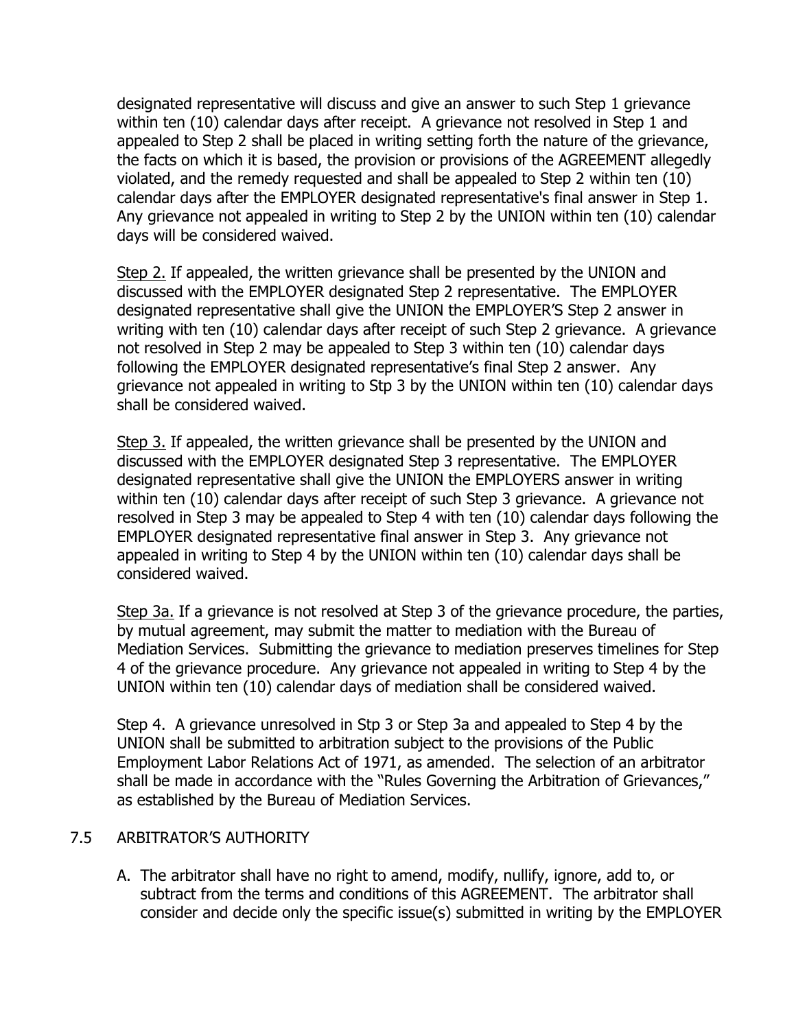designated representative will discuss and give an answer to such Step 1 grievance within ten (10) calendar days after receipt. A grievance not resolved in Step 1 and appealed to Step 2 shall be placed in writing setting forth the nature of the grievance, the facts on which it is based, the provision or provisions of the AGREEMENT allegedly violated, and the remedy requested and shall be appealed to Step 2 within ten (10) calendar days after the EMPLOYER designated representative's final answer in Step 1. Any grievance not appealed in writing to Step 2 by the UNION within ten (10) calendar days will be considered waived.

Step 2. If appealed, the written grievance shall be presented by the UNION and discussed with the EMPLOYER designated Step 2 representative. The EMPLOYER designated representative shall give the UNION the EMPLOYER'S Step 2 answer in writing with ten (10) calendar days after receipt of such Step 2 grievance. A grievance not resolved in Step 2 may be appealed to Step 3 within ten (10) calendar days following the EMPLOYER designated representative's final Step 2 answer. Any grievance not appealed in writing to Stp 3 by the UNION within ten (10) calendar days shall be considered waived.

Step 3. If appealed, the written grievance shall be presented by the UNION and discussed with the EMPLOYER designated Step 3 representative. The EMPLOYER designated representative shall give the UNION the EMPLOYERS answer in writing within ten (10) calendar days after receipt of such Step 3 grievance. A grievance not resolved in Step 3 may be appealed to Step 4 with ten (10) calendar days following the EMPLOYER designated representative final answer in Step 3. Any grievance not appealed in writing to Step 4 by the UNION within ten (10) calendar days shall be considered waived.

Step 3a. If a grievance is not resolved at Step 3 of the grievance procedure, the parties, by mutual agreement, may submit the matter to mediation with the Bureau of Mediation Services. Submitting the grievance to mediation preserves timelines for Step 4 of the grievance procedure. Any grievance not appealed in writing to Step 4 by the UNION within ten (10) calendar days of mediation shall be considered waived.

Step 4. A grievance unresolved in Stp 3 or Step 3a and appealed to Step 4 by the UNION shall be submitted to arbitration subject to the provisions of the Public Employment Labor Relations Act of 1971, as amended. The selection of an arbitrator shall be made in accordance with the "Rules Governing the Arbitration of Grievances," as established by the Bureau of Mediation Services.

## 7.5 ARBITRATOR'S AUTHORITY

A. The arbitrator shall have no right to amend, modify, nullify, ignore, add to, or subtract from the terms and conditions of this AGREEMENT. The arbitrator shall consider and decide only the specific issue(s) submitted in writing by the EMPLOYER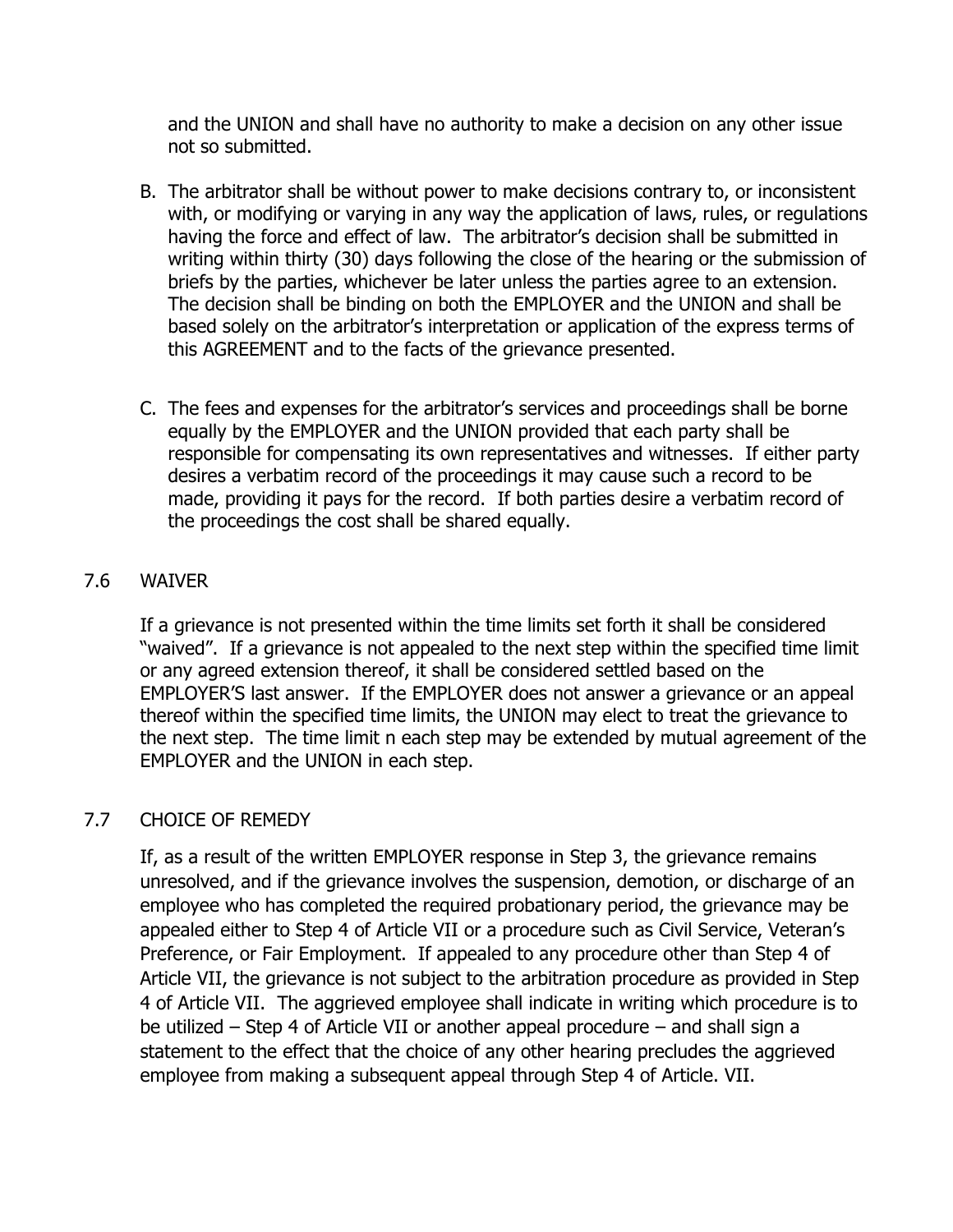and the UNION and shall have no authority to make a decision on any other issue not so submitted.

B. The arbitrator shall be without power to make decisions contrary to, or inconsistent with, or modifying or varying in any way the application of laws, rules, or regulations having the force and effect of law. The arbitrator's decision shall be submitted in writing within thirty (30) days following the close of the hearing or the submission of briefs by the parties, whichever be later unless the parties agree to an extension. The decision shall be binding on both the EMPLOYER and the UNION and shall be based solely on the arbitrator's interpretation or application of the express terms of this AGREEMENT and to the facts of the grievance presented.

C. The fees and expenses for the arbitrator's services and proceedings shall be borne equally by the EMPLOYER and the UNION provided that each party shall be responsible for compensating its own representatives and witnesses. If either party desires a verbatim record of the proceedings it may cause such a record to be made, providing it pays for the record. If both parties desire a verbatim record of the proceedings the cost shall be shared equally.

## 7.6 WAIVER

If a grievance is not presented within the time limits set forth it shall be considered "waived". If a grievance is not appealed to the next step within the specified time limit or any agreed extension thereof, it shall be considered settled based on the EMPLOYER'S last answer. If the EMPLOYER does not answer a grievance or an appeal thereof within the specified time limits, the UNION may elect to treat the grievance to the next step. The time limit n each step may be extended by mutual agreement of the EMPLOYER and the UNION in each step.

## 7.7 CHOICE OF REMEDY

If, as a result of the written EMPLOYER response in Step 3, the grievance remains unresolved, and if the grievance involves the suspension, demotion, or discharge of an employee who has completed the required probationary period, the grievance may be appealed either to Step 4 of Article VII or a procedure such as Civil Service, Veteran's Preference, or Fair Employment. If appealed to any procedure other than Step 4 of Article VII, the grievance is not subject to the arbitration procedure as provided in Step 4 of Article VII. The aggrieved employee shall indicate in writing which procedure is to be utilized – Step 4 of Article VII or another appeal procedure – and shall sign a statement to the effect that the choice of any other hearing precludes the aggrieved employee from making a subsequent appeal through Step 4 of Article. VII.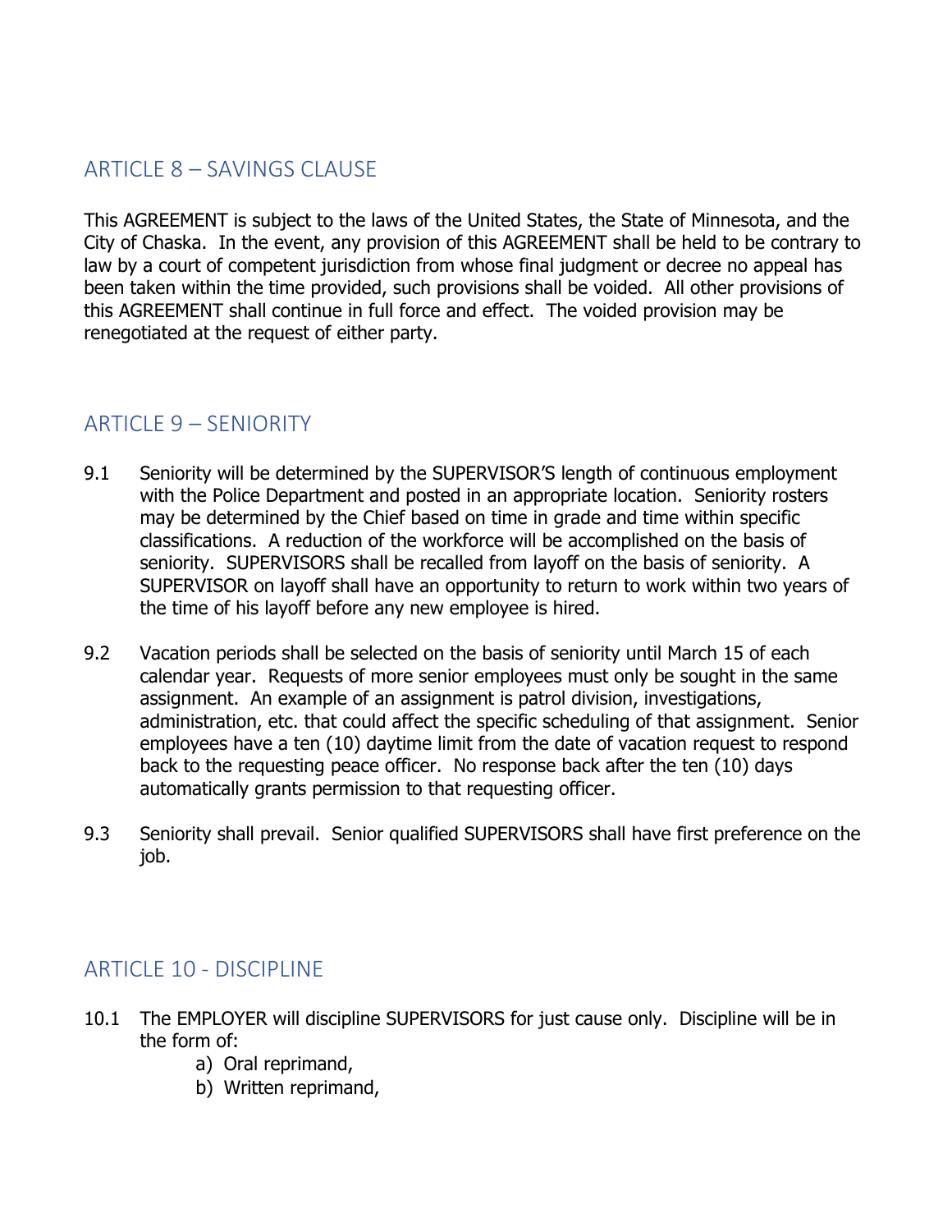## ARTICLE 8 – SAVINGS CLAUSE

This AGREEMENT is subject to the laws of the United States, the State of Minnesota, and the City of Chaska. In the event, any provision of this AGREEMENT shall be held to be contrary to law by a court of competent jurisdiction from whose final judgment or decree no appeal has been taken within the time provided, such provisions shall be voided. All other provisions of this AGREEMENT shall continue in full force and effect. The voided provision may be renegotiated at the request of either party.

## ARTICLE 9 – SENIORITY

9.1 Seniority will be determined by the SUPERVISOR'S length of continuous employment with the Police Department and posted in an appropriate location. Seniority rosters may be determined by the Chief based on time in grade and time within specific classifications. A reduction of the workforce will be accomplished on the basis of seniority. SUPERVISORS shall be recalled from layoff on the basis of seniority. A SUPERVISOR on layoff shall have an opportunity to return to work within two years of the time of his layoff before any new employee is hired.

9.2 Vacation periods shall be selected on the basis of seniority until March 15 of each calendar year. Requests of more senior employees must only be sought in the same assignment. An example of an assignment is patrol division, investigations, administration, etc. that could affect the specific scheduling of that assignment. Senior employees have a ten (10) daytime limit from the date of vacation request to respond back to the requesting peace officer. No response back after the ten (10) days automatically grants permission to that requesting officer.

9.3 Seniority shall prevail. Senior qualified SUPERVISORS shall have first preference on the job.

## ARTICLE 10 - DISCIPLINE

10.1 The EMPLOYER will discipline SUPERVISORS for just cause only. Discipline will be in the form of:

a) Oral reprimand,
b) Written reprimand,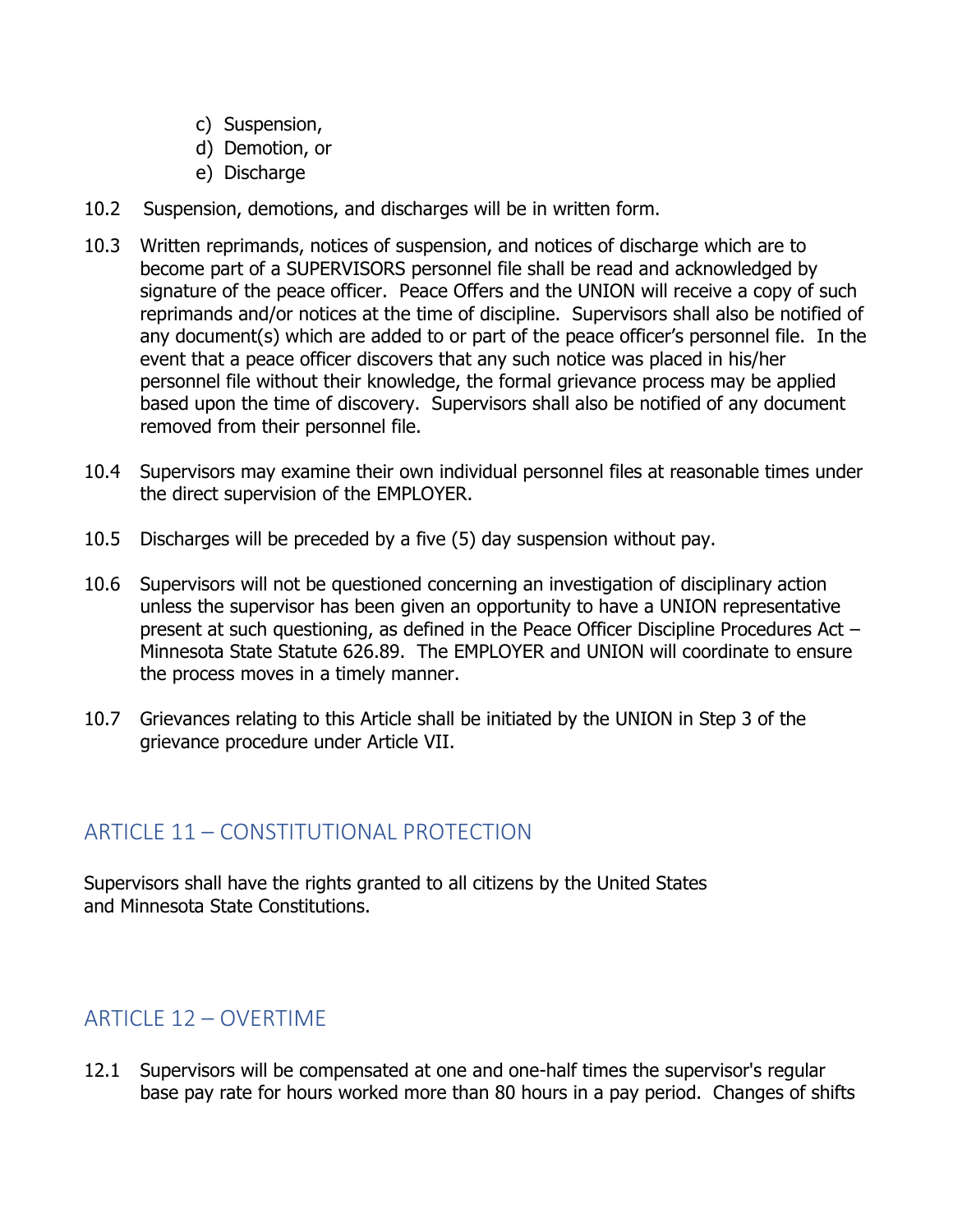c) Suspension,
d) Demotion, or
e) Discharge

10.2 Suspension, demotions, and discharges will be in written form.

10.3 Written reprimands, notices of suspension, and notices of discharge which are to become part of a SUPERVISORS personnel file shall be read and acknowledged by signature of the peace officer. Peace Offers and the UNION will receive a copy of such reprimands and/or notices at the time of discipline. Supervisors shall also be notified of any document(s) which are added to or part of the peace officer's personnel file. In the event that a peace officer discovers that any such notice was placed in his/her personnel file without their knowledge, the formal grievance process may be applied based upon the time of discovery. Supervisors shall also be notified of any document removed from their personnel file.

10.4 Supervisors may examine their own individual personnel files at reasonable times under the direct supervision of the EMPLOYER.

10.5 Discharges will be preceded by a five (5) day suspension without pay.

10.6 Supervisors will not be questioned concerning an investigation of disciplinary action unless the supervisor has been given an opportunity to have a UNION representative present at such questioning, as defined in the Peace Officer Discipline Procedures Act – Minnesota State Statute 626.89. The EMPLOYER and UNION will coordinate to ensure the process moves in a timely manner.

10.7 Grievances relating to this Article shall be initiated by the UNION in Step 3 of the grievance procedure under Article VII.

## ARTICLE 11 – CONSTITUTIONAL PROTECTION

Supervisors shall have the rights granted to all citizens by the United States and Minnesota State Constitutions.

## ARTICLE 12 – OVERTIME

12.1 Supervisors will be compensated at one and one-half times the supervisor's regular base pay rate for hours worked more than 80 hours in a pay period. Changes of shifts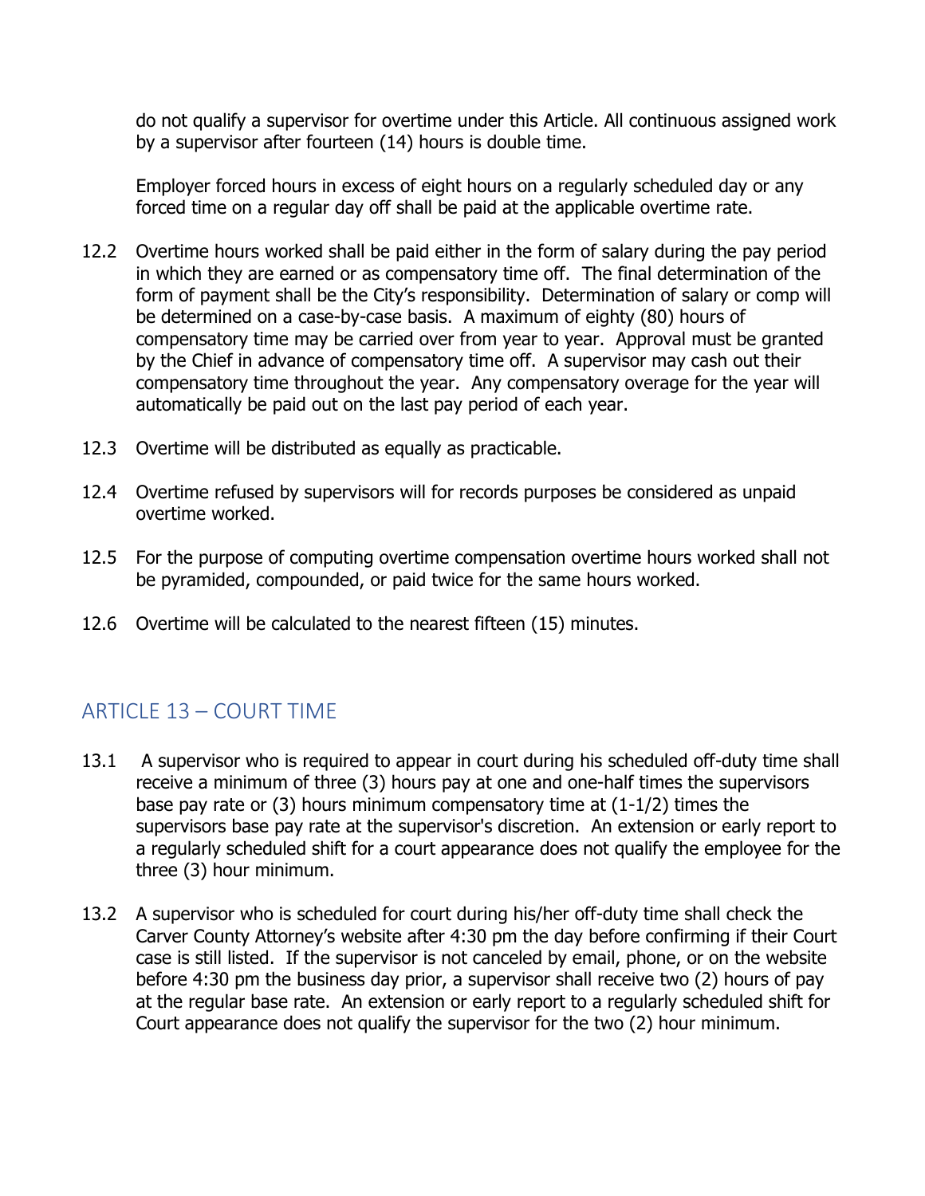do not qualify a supervisor for overtime under this Article. All continuous assigned work by a supervisor after fourteen (14) hours is double time.

Employer forced hours in excess of eight hours on a regularly scheduled day or any forced time on a regular day off shall be paid at the applicable overtime rate.

12.2 Overtime hours worked shall be paid either in the form of salary during the pay period in which they are earned or as compensatory time off. The final determination of the form of payment shall be the City's responsibility. Determination of salary or comp will be determined on a case-by-case basis. A maximum of eighty (80) hours of compensatory time may be carried over from year to year. Approval must be granted by the Chief in advance of compensatory time off. A supervisor may cash out their compensatory time throughout the year. Any compensatory overage for the year will automatically be paid out on the last pay period of each year.

12.3 Overtime will be distributed as equally as practicable.

12.4 Overtime refused by supervisors will for records purposes be considered as unpaid overtime worked.

12.5 For the purpose of computing overtime compensation overtime hours worked shall not be pyramided, compounded, or paid twice for the same hours worked.

12.6 Overtime will be calculated to the nearest fifteen (15) minutes.

## ARTICLE 13 – COURT TIME

13.1 A supervisor who is required to appear in court during his scheduled off-duty time shall receive a minimum of three (3) hours pay at one and one-half times the supervisors base pay rate or (3) hours minimum compensatory time at (1-1/2) times the supervisors base pay rate at the supervisor's discretion. An extension or early report to a regularly scheduled shift for a court appearance does not qualify the employee for the three (3) hour minimum.

13.2 A supervisor who is scheduled for court during his/her off-duty time shall check the Carver County Attorney's website after 4:30 pm the day before confirming if their Court case is still listed. If the supervisor is not canceled by email, phone, or on the website before 4:30 pm the business day prior, a supervisor shall receive two (2) hours of pay at the regular base rate. An extension or early report to a regularly scheduled shift for Court appearance does not qualify the supervisor for the two (2) hour minimum.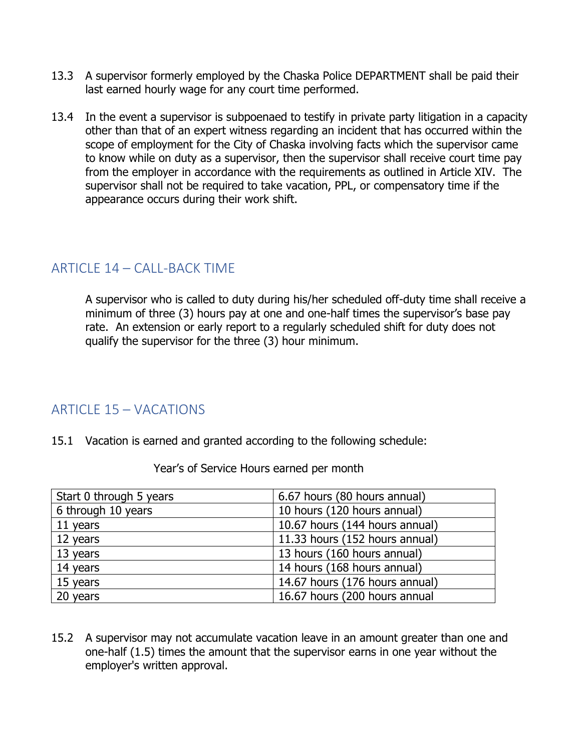13.3 A supervisor formerly employed by the Chaska Police DEPARTMENT shall be paid their last earned hourly wage for any court time performed.

13.4 In the event a supervisor is subpoenaed to testify in private party litigation in a capacity other than that of an expert witness regarding an incident that has occurred within the scope of employment for the City of Chaska involving facts which the supervisor came to know while on duty as a supervisor, then the supervisor shall receive court time pay from the employer in accordance with the requirements as outlined in Article XIV. The supervisor shall not be required to take vacation, PPL, or compensatory time if the appearance occurs during their work shift.

## ARTICLE 14 – CALL-BACK TIME

A supervisor who is called to duty during his/her scheduled off-duty time shall receive a minimum of three (3) hours pay at one and one-half times the supervisor's base pay rate. An extension or early report to a regularly scheduled shift for duty does not qualify the supervisor for the three (3) hour minimum.

## ARTICLE 15 – VACATIONS

15.1 Vacation is earned and granted according to the following schedule:

| Year's of Service | Hours earned per month |
|---|---|
| Start 0 through 5 years | 6.67 hours (80 hours annual) |
| 6 through 10 years | 10 hours (120 hours annual) |
| 11 years | 10.67 hours (144 hours annual) |
| 12 years | 11.33 hours (152 hours annual) |
| 13 years | 13 hours (160 hours annual) |
| 14 years | 14 hours (168 hours annual) |
| 15 years | 14.67 hours (176 hours annual) |
| 20 years | 16.67 hours (200 hours annual |

15.2 A supervisor may not accumulate vacation leave in an amount greater than one and one-half (1.5) times the amount that the supervisor earns in one year without the employer's written approval.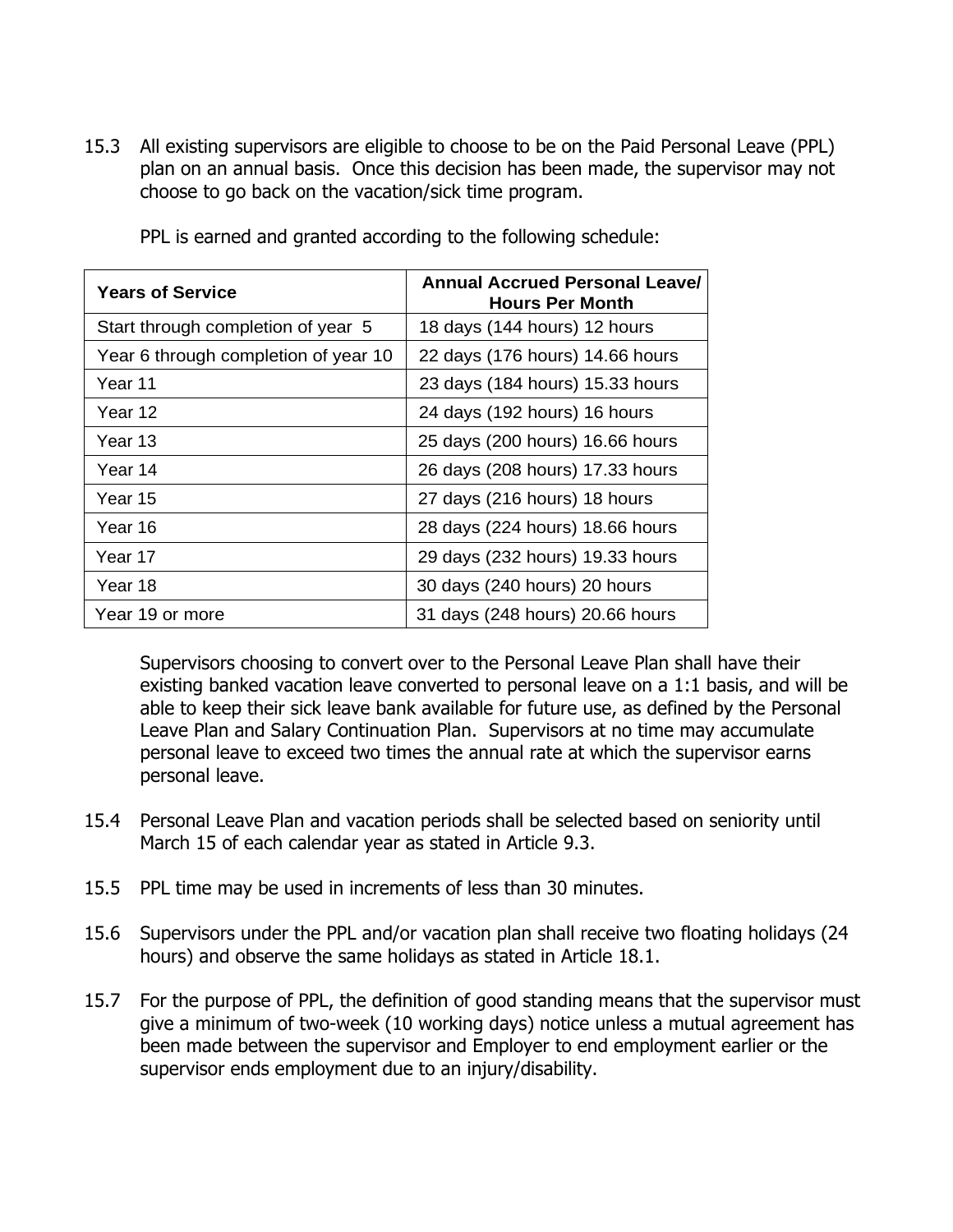15.3 All existing supervisors are eligible to choose to be on the Paid Personal Leave (PPL) plan on an annual basis. Once this decision has been made, the supervisor may not choose to go back on the vacation/sick time program.

PPL is earned and granted according to the following schedule:

| Years of Service | Annual Accrued Personal Leave/ Hours Per Month |
|---|---|
| Start through completion of year 5 | 18 days (144 hours) 12 hours |
| Year 6 through completion of year 10 | 22 days (176 hours) 14.66 hours |
| Year 11 | 23 days (184 hours) 15.33 hours |
| Year 12 | 24 days (192 hours) 16 hours |
| Year 13 | 25 days (200 hours) 16.66 hours |
| Year 14 | 26 days (208 hours) 17.33 hours |
| Year 15 | 27 days (216 hours) 18 hours |
| Year 16 | 28 days (224 hours) 18.66 hours |
| Year 17 | 29 days (232 hours) 19.33 hours |
| Year 18 | 30 days (240 hours) 20 hours |
| Year 19 or more | 31 days (248 hours) 20.66 hours |

Supervisors choosing to convert over to the Personal Leave Plan shall have their existing banked vacation leave converted to personal leave on a 1:1 basis, and will be able to keep their sick leave bank available for future use, as defined by the Personal Leave Plan and Salary Continuation Plan. Supervisors at no time may accumulate personal leave to exceed two times the annual rate at which the supervisor earns personal leave.

15.4 Personal Leave Plan and vacation periods shall be selected based on seniority until March 15 of each calendar year as stated in Article 9.3.

15.5 PPL time may be used in increments of less than 30 minutes.

15.6 Supervisors under the PPL and/or vacation plan shall receive two floating holidays (24 hours) and observe the same holidays as stated in Article 18.1.

15.7 For the purpose of PPL, the definition of good standing means that the supervisor must give a minimum of two-week (10 working days) notice unless a mutual agreement has been made between the supervisor and Employer to end employment earlier or the supervisor ends employment due to an injury/disability.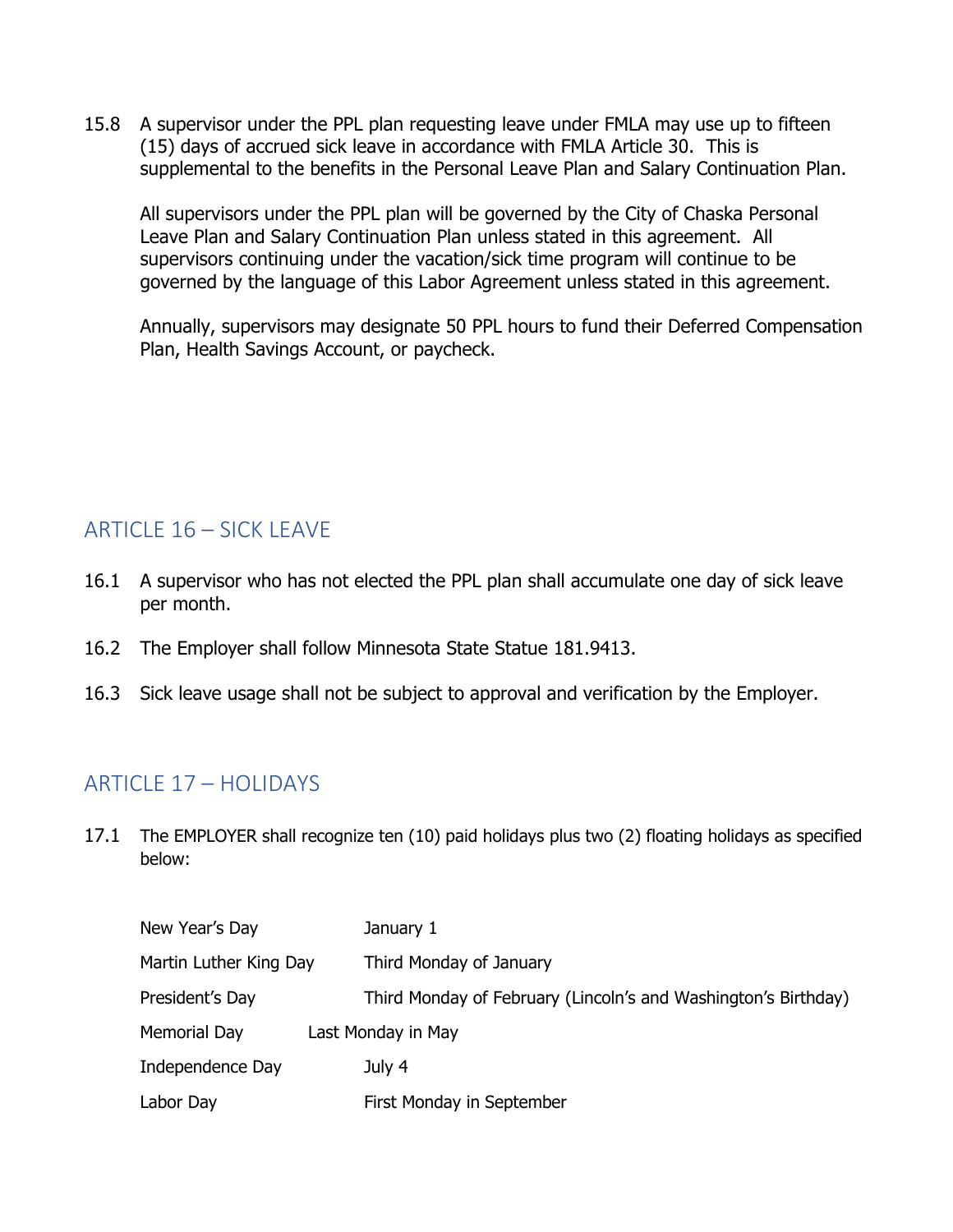15.8 A supervisor under the PPL plan requesting leave under FMLA may use up to fifteen (15) days of accrued sick leave in accordance with FMLA Article 30. This is supplemental to the benefits in the Personal Leave Plan and Salary Continuation Plan.

All supervisors under the PPL plan will be governed by the City of Chaska Personal Leave Plan and Salary Continuation Plan unless stated in this agreement. All supervisors continuing under the vacation/sick time program will continue to be governed by the language of this Labor Agreement unless stated in this agreement.

Annually, supervisors may designate 50 PPL hours to fund their Deferred Compensation Plan, Health Savings Account, or paycheck.

## ARTICLE 16 – SICK LEAVE

16.1 A supervisor who has not elected the PPL plan shall accumulate one day of sick leave per month.

16.2 The Employer shall follow Minnesota State Statue 181.9413.

16.3 Sick leave usage shall not be subject to approval and verification by the Employer.

## ARTICLE 17 – HOLIDAYS

17.1 The EMPLOYER shall recognize ten (10) paid holidays plus two (2) floating holidays as specified below:

| | |
|---|---|
| New Year's Day | January 1 |
| Martin Luther King Day | Third Monday of January |
| President's Day | Third Monday of February (Lincoln's and Washington's Birthday) |
| Memorial Day | Last Monday in May |
| Independence Day | July 4 |
| Labor Day | First Monday in September |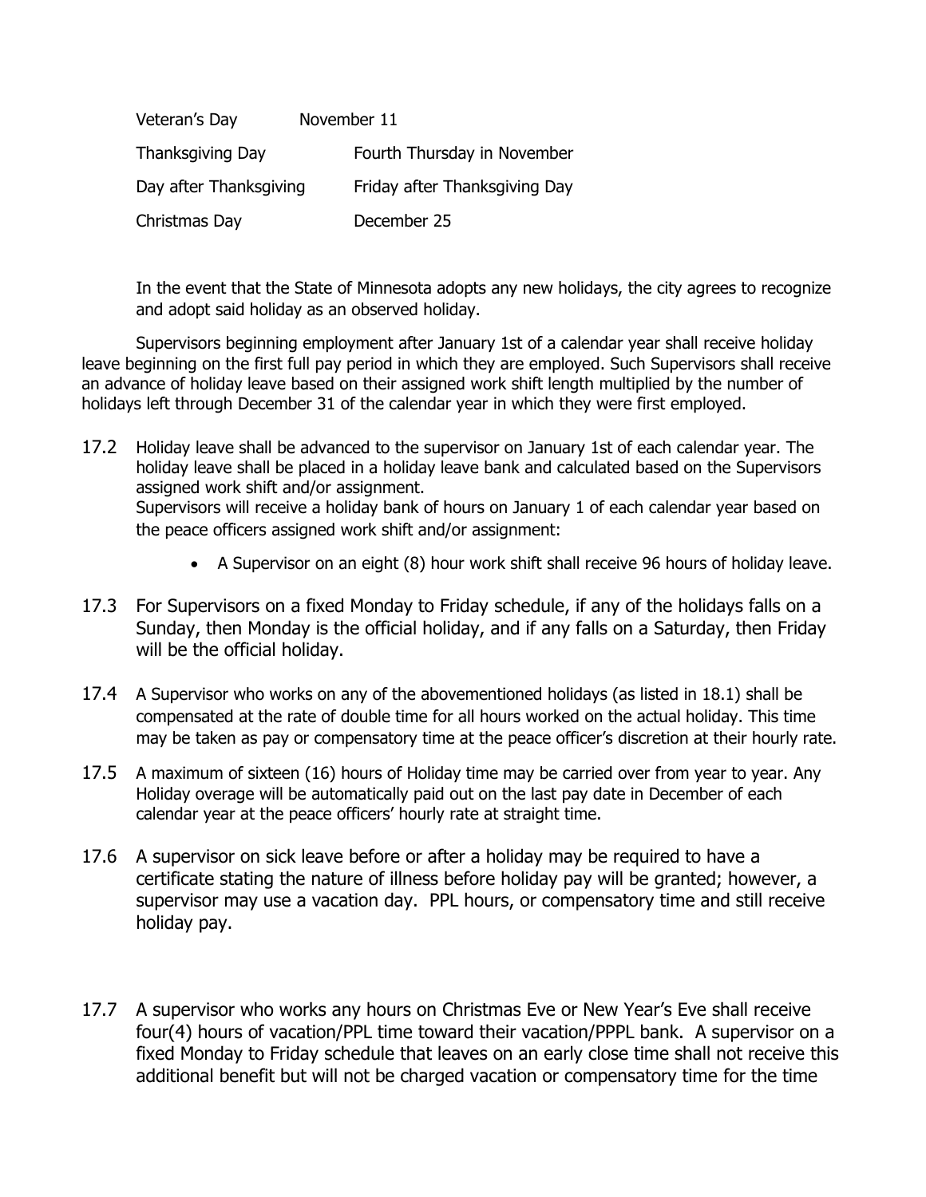| | |
|---|---|
| Veteran's Day | November 11 |
| Thanksgiving Day | Fourth Thursday in November |
| Day after Thanksgiving | Friday after Thanksgiving Day |
| Christmas Day | December 25 |

In the event that the State of Minnesota adopts any new holidays, the city agrees to recognize and adopt said holiday as an observed holiday.

Supervisors beginning employment after January 1st of a calendar year shall receive holiday leave beginning on the first full pay period in which they are employed. Such Supervisors shall receive an advance of holiday leave based on their assigned work shift length multiplied by the number of holidays left through December 31 of the calendar year in which they were first employed.

17.2 Holiday leave shall be advanced to the supervisor on January 1st of each calendar year. The holiday leave shall be placed in a holiday leave bank and calculated based on the Supervisors assigned work shift and/or assignment.
Supervisors will receive a holiday bank of hours on January 1 of each calendar year based on the peace officers assigned work shift and/or assignment:

- A Supervisor on an eight (8) hour work shift shall receive 96 hours of holiday leave.

17.3 For Supervisors on a fixed Monday to Friday schedule, if any of the holidays falls on a Sunday, then Monday is the official holiday, and if any falls on a Saturday, then Friday will be the official holiday.

17.4 A Supervisor who works on any of the abovementioned holidays (as listed in 18.1) shall be compensated at the rate of double time for all hours worked on the actual holiday. This time may be taken as pay or compensatory time at the peace officer's discretion at their hourly rate.

17.5 A maximum of sixteen (16) hours of Holiday time may be carried over from year to year. Any Holiday overage will be automatically paid out on the last pay date in December of each calendar year at the peace officers' hourly rate at straight time.

17.6 A supervisor on sick leave before or after a holiday may be required to have a certificate stating the nature of illness before holiday pay will be granted; however, a supervisor may use a vacation day. PPL hours, or compensatory time and still receive holiday pay.

17.7 A supervisor who works any hours on Christmas Eve or New Year's Eve shall receive four(4) hours of vacation/PPL time toward their vacation/PPPL bank. A supervisor on a fixed Monday to Friday schedule that leaves on an early close time shall not receive this additional benefit but will not be charged vacation or compensatory time for the time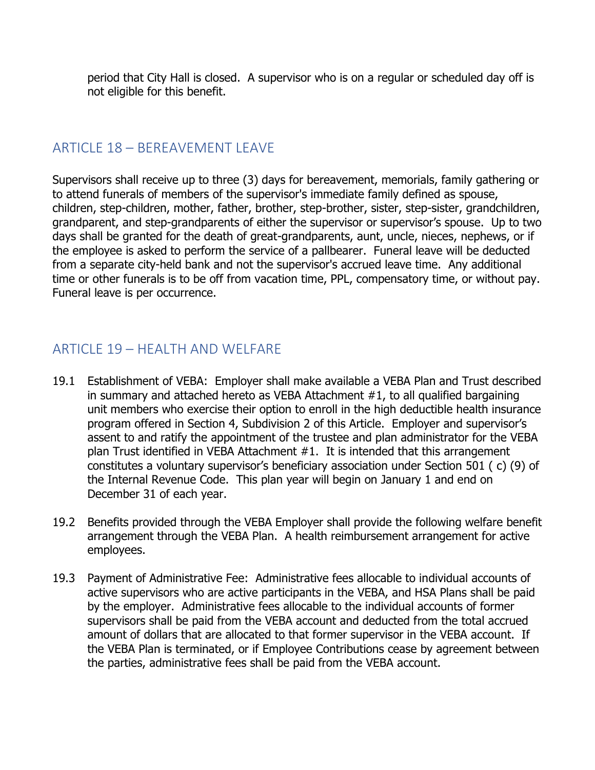period that City Hall is closed. A supervisor who is on a regular or scheduled day off is not eligible for this benefit.

## ARTICLE 18 – BEREAVEMENT LEAVE

Supervisors shall receive up to three (3) days for bereavement, memorials, family gathering or to attend funerals of members of the supervisor's immediate family defined as spouse, children, step-children, mother, father, brother, step-brother, sister, step-sister, grandchildren, grandparent, and step-grandparents of either the supervisor or supervisor's spouse. Up to two days shall be granted for the death of great-grandparents, aunt, uncle, nieces, nephews, or if the employee is asked to perform the service of a pallbearer. Funeral leave will be deducted from a separate city-held bank and not the supervisor's accrued leave time. Any additional time or other funerals is to be off from vacation time, PPL, compensatory time, or without pay. Funeral leave is per occurrence.

## ARTICLE 19 – HEALTH AND WELFARE

19.1 Establishment of VEBA: Employer shall make available a VEBA Plan and Trust described in summary and attached hereto as VEBA Attachment #1, to all qualified bargaining unit members who exercise their option to enroll in the high deductible health insurance program offered in Section 4, Subdivision 2 of this Article. Employer and supervisor's assent to and ratify the appointment of the trustee and plan administrator for the VEBA plan Trust identified in VEBA Attachment #1. It is intended that this arrangement constitutes a voluntary supervisor's beneficiary association under Section 501 ( c) (9) of the Internal Revenue Code. This plan year will begin on January 1 and end on December 31 of each year.

19.2 Benefits provided through the VEBA Employer shall provide the following welfare benefit arrangement through the VEBA Plan. A health reimbursement arrangement for active employees.

19.3 Payment of Administrative Fee: Administrative fees allocable to individual accounts of active supervisors who are active participants in the VEBA, and HSA Plans shall be paid by the employer. Administrative fees allocable to the individual accounts of former supervisors shall be paid from the VEBA account and deducted from the total accrued amount of dollars that are allocated to that former supervisor in the VEBA account. If the VEBA Plan is terminated, or if Employee Contributions cease by agreement between the parties, administrative fees shall be paid from the VEBA account.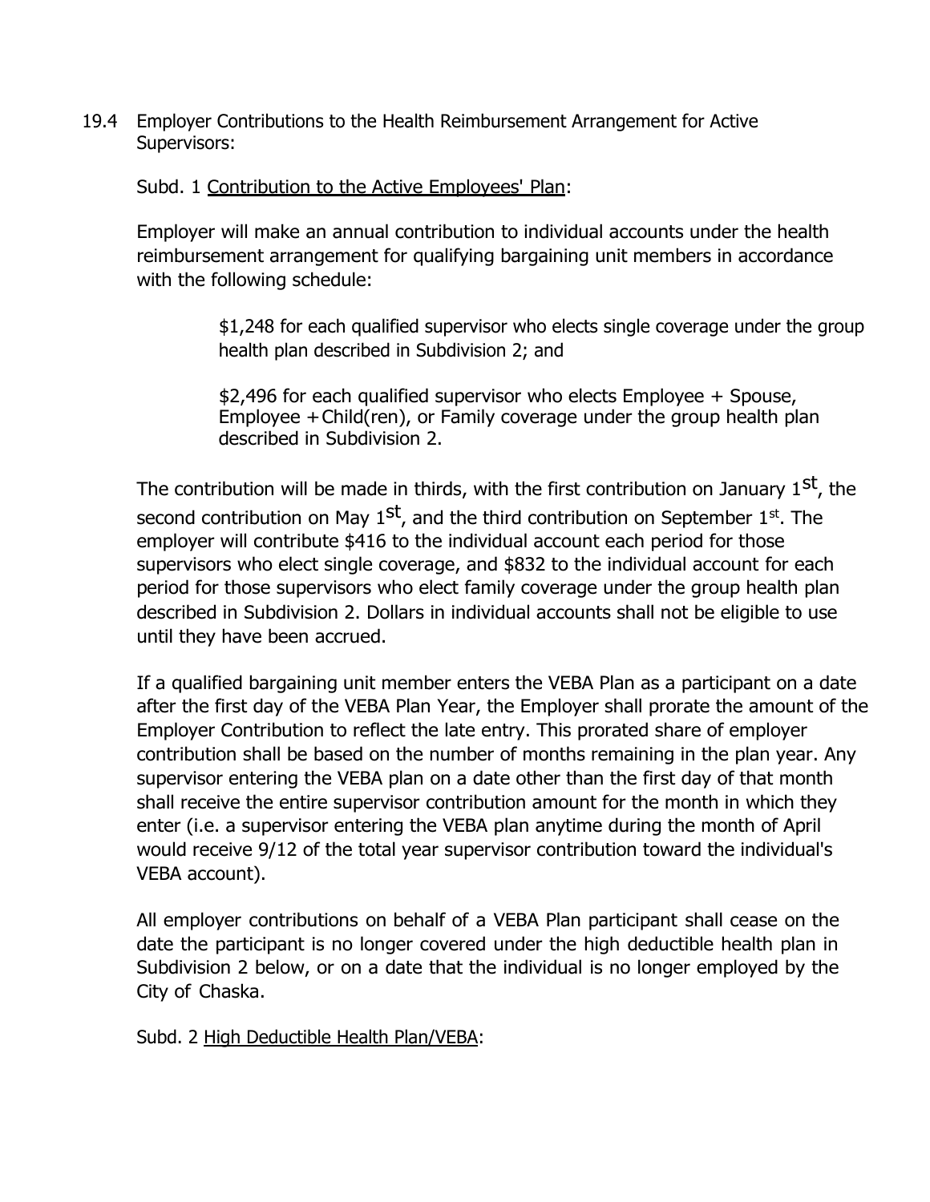19.4 Employer Contributions to the Health Reimbursement Arrangement for Active Supervisors:

Subd. 1 Contribution to the Active Employees' Plan:

Employer will make an annual contribution to individual accounts under the health reimbursement arrangement for qualifying bargaining unit members in accordance with the following schedule:

> $1,248 for each qualified supervisor who elects single coverage under the group health plan described in Subdivision 2; and
>
> $2,496 for each qualified supervisor who elects Employee + Spouse, Employee + Child(ren), or Family coverage under the group health plan described in Subdivision 2.

The contribution will be made in thirds, with the first contribution on January 1st, the second contribution on May 1st, and the third contribution on September 1st. The employer will contribute $416 to the individual account each period for those supervisors who elect single coverage, and $832 to the individual account for each period for those supervisors who elect family coverage under the group health plan described in Subdivision 2. Dollars in individual accounts shall not be eligible to use until they have been accrued.

If a qualified bargaining unit member enters the VEBA Plan as a participant on a date after the first day of the VEBA Plan Year, the Employer shall prorate the amount of the Employer Contribution to reflect the late entry. This prorated share of employer contribution shall be based on the number of months remaining in the plan year. Any supervisor entering the VEBA plan on a date other than the first day of that month shall receive the entire supervisor contribution amount for the month in which they enter (i.e. a supervisor entering the VEBA plan anytime during the month of April would receive 9/12 of the total year supervisor contribution toward the individual's VEBA account).

All employer contributions on behalf of a VEBA Plan participant shall cease on the date the participant is no longer covered under the high deductible health plan in Subdivision 2 below, or on a date that the individual is no longer employed by the City of Chaska.

Subd. 2 High Deductible Health Plan/VEBA: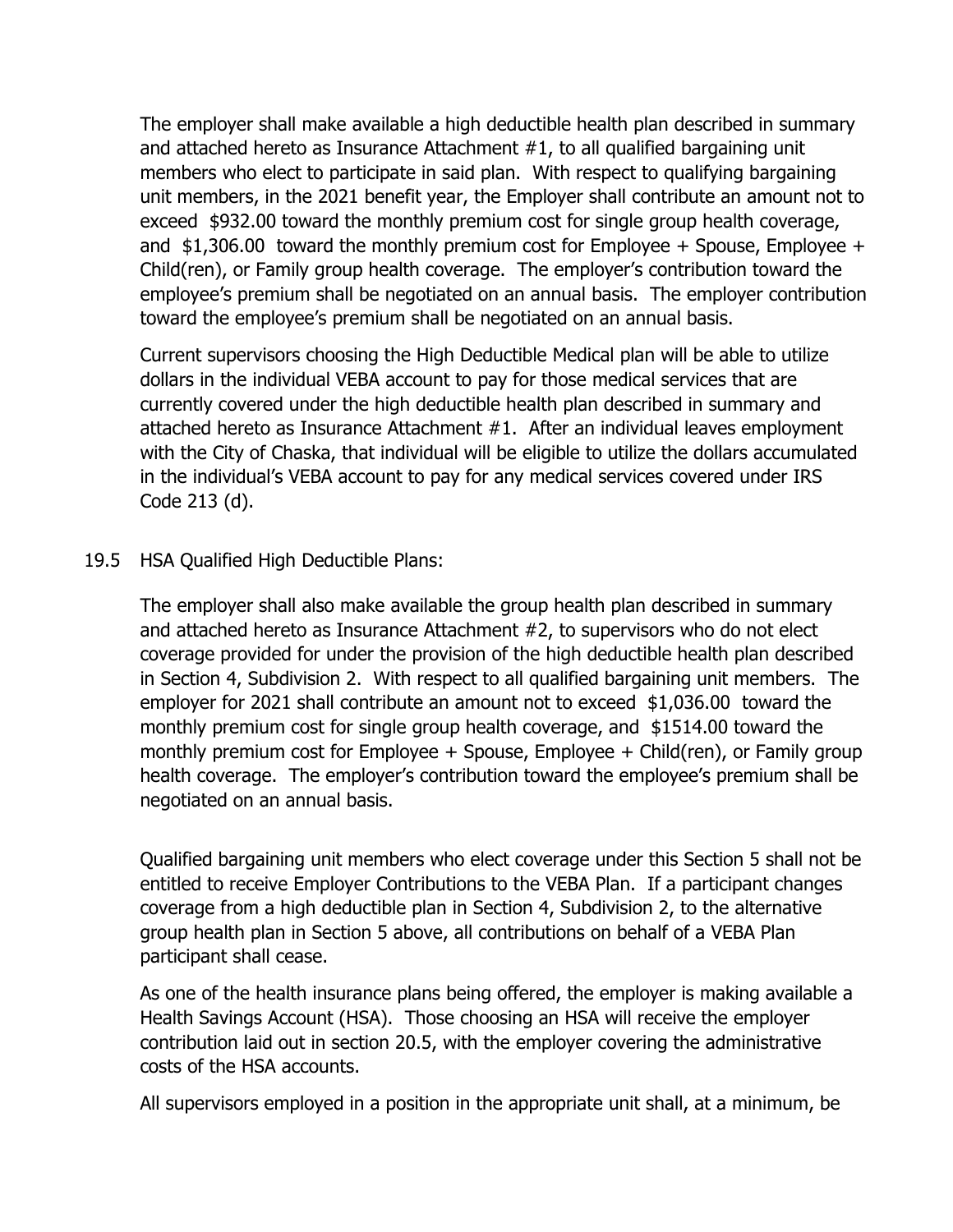The employer shall make available a high deductible health plan described in summary and attached hereto as Insurance Attachment #1, to all qualified bargaining unit members who elect to participate in said plan. With respect to qualifying bargaining unit members, in the 2021 benefit year, the Employer shall contribute an amount not to exceed $932.00 toward the monthly premium cost for single group health coverage, and $1,306.00 toward the monthly premium cost for Employee + Spouse, Employee + Child(ren), or Family group health coverage. The employer's contribution toward the employee's premium shall be negotiated on an annual basis. The employer contribution toward the employee's premium shall be negotiated on an annual basis.

Current supervisors choosing the High Deductible Medical plan will be able to utilize dollars in the individual VEBA account to pay for those medical services that are currently covered under the high deductible health plan described in summary and attached hereto as Insurance Attachment #1. After an individual leaves employment with the City of Chaska, that individual will be eligible to utilize the dollars accumulated in the individual's VEBA account to pay for any medical services covered under IRS Code 213 (d).

19.5 HSA Qualified High Deductible Plans:

The employer shall also make available the group health plan described in summary and attached hereto as Insurance Attachment #2, to supervisors who do not elect coverage provided for under the provision of the high deductible health plan described in Section 4, Subdivision 2. With respect to all qualified bargaining unit members. The employer for 2021 shall contribute an amount not to exceed $1,036.00 toward the monthly premium cost for single group health coverage, and $1514.00 toward the monthly premium cost for Employee + Spouse, Employee + Child(ren), or Family group health coverage. The employer's contribution toward the employee's premium shall be negotiated on an annual basis.

Qualified bargaining unit members who elect coverage under this Section 5 shall not be entitled to receive Employer Contributions to the VEBA Plan. If a participant changes coverage from a high deductible plan in Section 4, Subdivision 2, to the alternative group health plan in Section 5 above, all contributions on behalf of a VEBA Plan participant shall cease.

As one of the health insurance plans being offered, the employer is making available a Health Savings Account (HSA). Those choosing an HSA will receive the employer contribution laid out in section 20.5, with the employer covering the administrative costs of the HSA accounts.

All supervisors employed in a position in the appropriate unit shall, at a minimum, be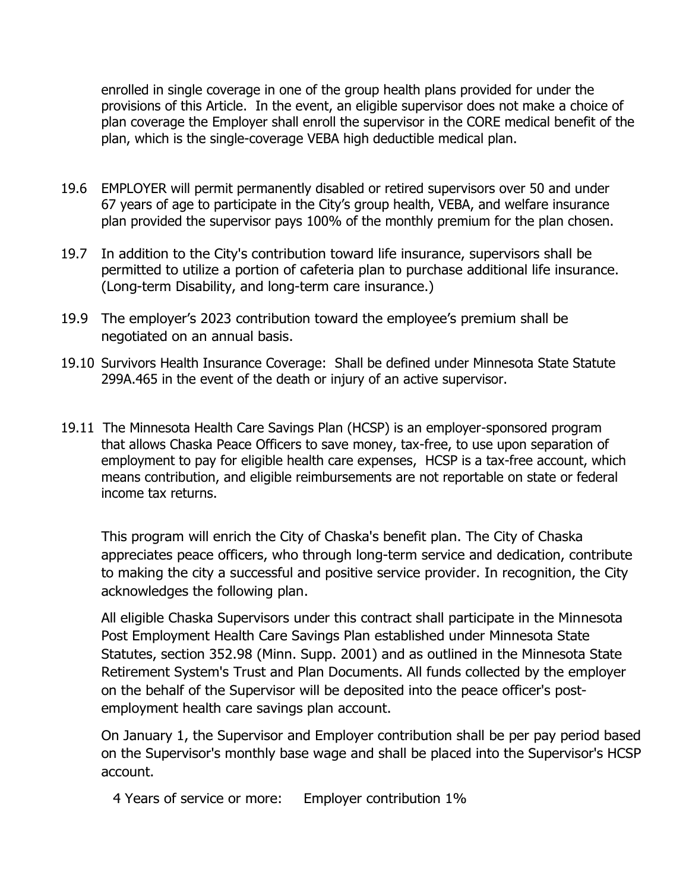enrolled in single coverage in one of the group health plans provided for under the provisions of this Article.  In the event, an eligible supervisor does not make a choice of plan coverage the Employer shall enroll the supervisor in the CORE medical benefit of the plan, which is the single-coverage VEBA high deductible medical plan.

19.6 EMPLOYER will permit permanently disabled or retired supervisors over 50 and under 67 years of age to participate in the City's group health, VEBA, and welfare insurance plan provided the supervisor pays 100% of the monthly premium for the plan chosen.

19.7 In addition to the City's contribution toward life insurance, supervisors shall be permitted to utilize a portion of cafeteria plan to purchase additional life insurance. (Long-term Disability, and long-term care insurance.)

19.9 The employer's 2023 contribution toward the employee's premium shall be negotiated on an annual basis.

19.10 Survivors Health Insurance Coverage:  Shall be defined under Minnesota State Statute 299A.465 in the event of the death or injury of an active supervisor.

19.11 The Minnesota Health Care Savings Plan (HCSP) is an employer-sponsored program that allows Chaska Peace Officers to save money, tax-free, to use upon separation of employment to pay for eligible health care expenses,  HCSP is a tax-free account, which means contribution, and eligible reimbursements are not reportable on state or federal income tax returns.

This program will enrich the City of Chaska's benefit plan. The City of Chaska appreciates peace officers, who through long-term service and dedication, contribute to making the city a successful and positive service provider. In recognition, the City acknowledges the following plan.

All eligible Chaska Supervisors under this contract shall participate in the Minnesota Post Employment Health Care Savings Plan established under Minnesota State Statutes, section 352.98 (Minn. Supp. 2001) and as outlined in the Minnesota State Retirement System's Trust and Plan Documents. All funds collected by the employer on the behalf of the Supervisor will be deposited into the peace officer's post-employment health care savings plan account.

On January 1, the Supervisor and Employer contribution shall be per pay period based on the Supervisor's monthly base wage and shall be placed into the Supervisor's HCSP account.

4 Years of service or more:     Employer contribution 1%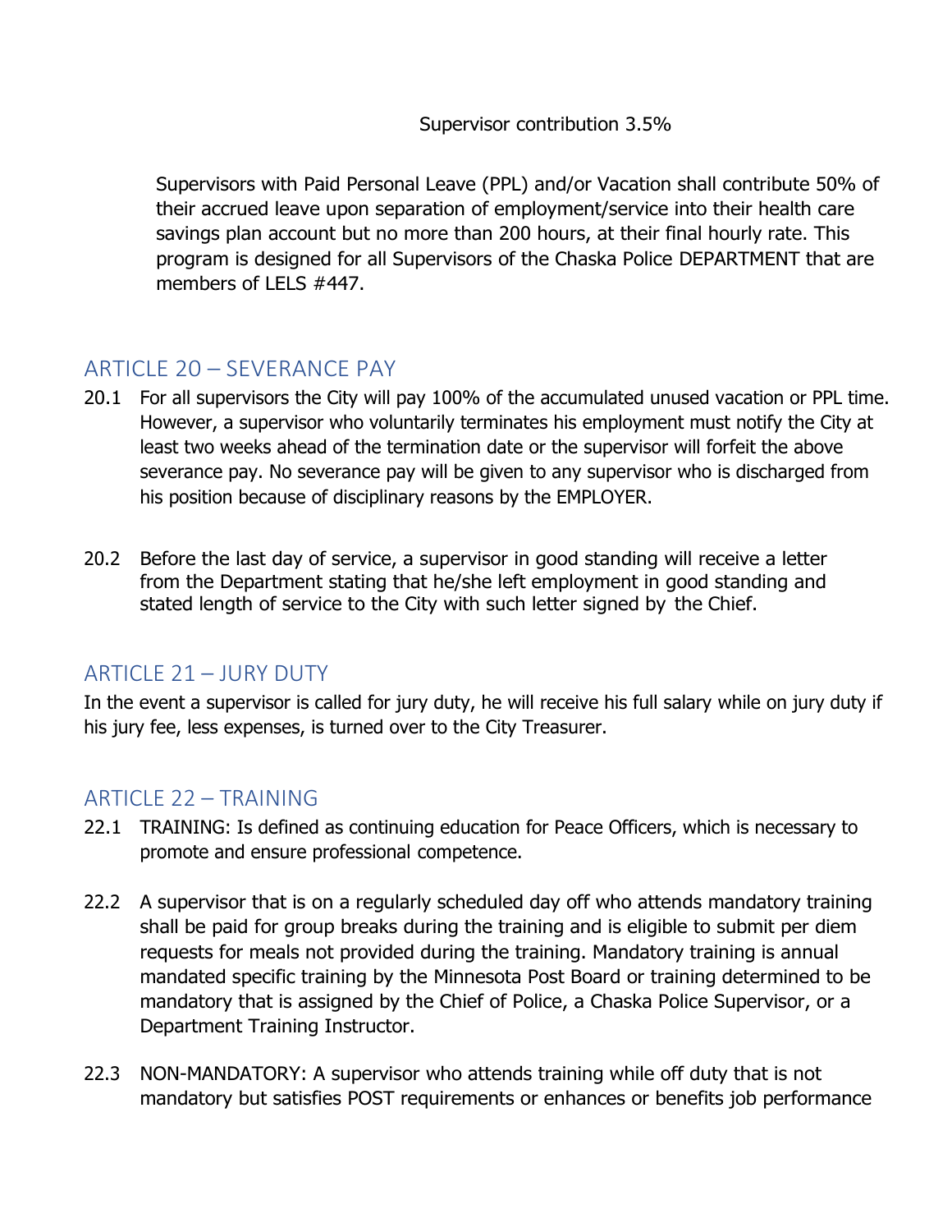Supervisor contribution 3.5%

Supervisors with Paid Personal Leave (PPL) and/or Vacation shall contribute 50% of their accrued leave upon separation of employment/service into their health care savings plan account but no more than 200 hours, at their final hourly rate. This program is designed for all Supervisors of the Chaska Police DEPARTMENT that are members of LELS #447.

## ARTICLE 20 – SEVERANCE PAY

20.1 For all supervisors the City will pay 100% of the accumulated unused vacation or PPL time. However, a supervisor who voluntarily terminates his employment must notify the City at least two weeks ahead of the termination date or the supervisor will forfeit the above severance pay. No severance pay will be given to any supervisor who is discharged from his position because of disciplinary reasons by the EMPLOYER.

20.2 Before the last day of service, a supervisor in good standing will receive a letter from the Department stating that he/she left employment in good standing and stated length of service to the City with such letter signed by the Chief.

## ARTICLE 21 – JURY DUTY

In the event a supervisor is called for jury duty, he will receive his full salary while on jury duty if his jury fee, less expenses, is turned over to the City Treasurer.

## ARTICLE 22 – TRAINING

22.1 TRAINING: Is defined as continuing education for Peace Officers, which is necessary to promote and ensure professional competence.

22.2 A supervisor that is on a regularly scheduled day off who attends mandatory training shall be paid for group breaks during the training and is eligible to submit per diem requests for meals not provided during the training. Mandatory training is annual mandated specific training by the Minnesota Post Board or training determined to be mandatory that is assigned by the Chief of Police, a Chaska Police Supervisor, or a Department Training Instructor.

22.3 NON-MANDATORY: A supervisor who attends training while off duty that is not mandatory but satisfies POST requirements or enhances or benefits job performance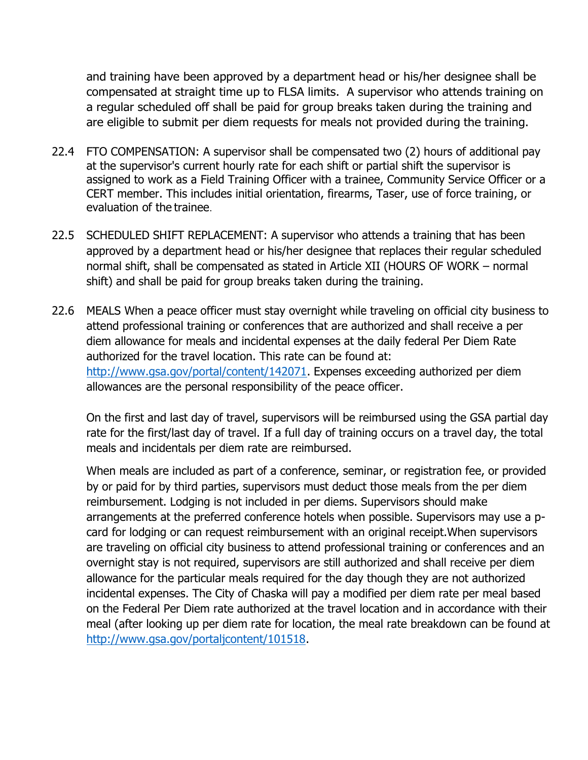and training have been approved by a department head or his/her designee shall be compensated at straight time up to FLSA limits. A supervisor who attends training on a regular scheduled off shall be paid for group breaks taken during the training and are eligible to submit per diem requests for meals not provided during the training.

22.4 FTO COMPENSATION: A supervisor shall be compensated two (2) hours of additional pay at the supervisor's current hourly rate for each shift or partial shift the supervisor is assigned to work as a Field Training Officer with a trainee, Community Service Officer or a CERT member. This includes initial orientation, firearms, Taser, use of force training, or evaluation of the trainee.

22.5 SCHEDULED SHIFT REPLACEMENT: A supervisor who attends a training that has been approved by a department head or his/her designee that replaces their regular scheduled normal shift, shall be compensated as stated in Article XII (HOURS OF WORK – normal shift) and shall be paid for group breaks taken during the training.

22.6 MEALS When a peace officer must stay overnight while traveling on official city business to attend professional training or conferences that are authorized and shall receive a per diem allowance for meals and incidental expenses at the daily federal Per Diem Rate authorized for the travel location. This rate can be found at: http://www.gsa.gov/portal/content/142071. Expenses exceeding authorized per diem allowances are the personal responsibility of the peace officer.

On the first and last day of travel, supervisors will be reimbursed using the GSA partial day rate for the first/last day of travel. If a full day of training occurs on a travel day, the total meals and incidentals per diem rate are reimbursed.

When meals are included as part of a conference, seminar, or registration fee, or provided by or paid for by third parties, supervisors must deduct those meals from the per diem reimbursement. Lodging is not included in per diems. Supervisors should make arrangements at the preferred conference hotels when possible. Supervisors may use a p-card for lodging or can request reimbursement with an original receipt.When supervisors are traveling on official city business to attend professional training or conferences and an overnight stay is not required, supervisors are still authorized and shall receive per diem allowance for the particular meals required for the day though they are not authorized incidental expenses. The City of Chaska will pay a modified per diem rate per meal based on the Federal Per Diem rate authorized at the travel location and in accordance with their meal (after looking up per diem rate for location, the meal rate breakdown can be found at http://www.gsa.gov/portaljcontent/101518.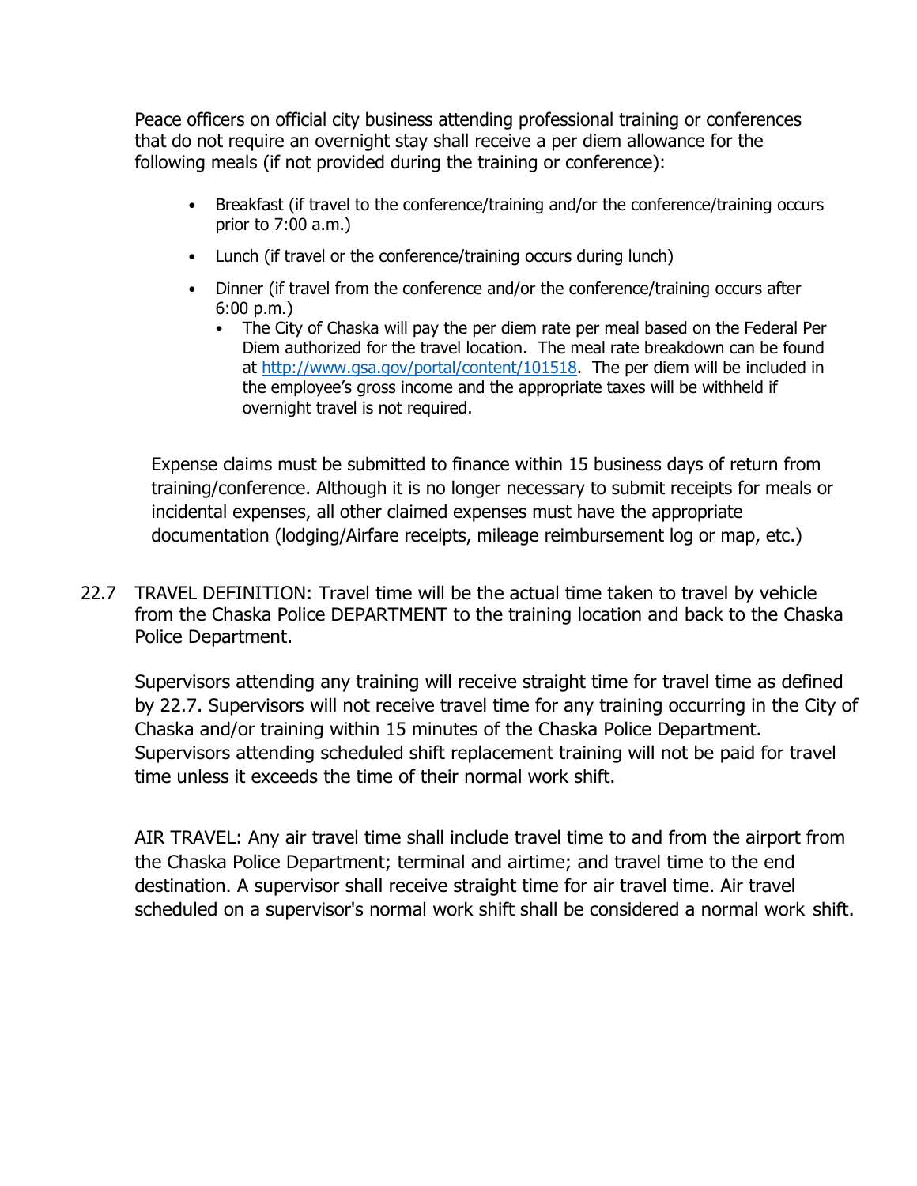Peace officers on official city business attending professional training or conferences that do not require an overnight stay shall receive a per diem allowance for the following meals (if not provided during the training or conference):

- Breakfast (if travel to the conference/training and/or the conference/training occurs prior to 7:00 a.m.)
- Lunch (if travel or the conference/training occurs during lunch)
- Dinner (if travel from the conference and/or the conference/training occurs after 6:00 p.m.)
  - The City of Chaska will pay the per diem rate per meal based on the Federal Per Diem authorized for the travel location. The meal rate breakdown can be found at http://www.gsa.gov/portal/content/101518. The per diem will be included in the employee's gross income and the appropriate taxes will be withheld if overnight travel is not required.

Expense claims must be submitted to finance within 15 business days of return from training/conference. Although it is no longer necessary to submit receipts for meals or incidental expenses, all other claimed expenses must have the appropriate documentation (lodging/Airfare receipts, mileage reimbursement log or map, etc.)

22.7 TRAVEL DEFINITION: Travel time will be the actual time taken to travel by vehicle from the Chaska Police DEPARTMENT to the training location and back to the Chaska Police Department.

Supervisors attending any training will receive straight time for travel time as defined by 22.7. Supervisors will not receive travel time for any training occurring in the City of Chaska and/or training within 15 minutes of the Chaska Police Department. Supervisors attending scheduled shift replacement training will not be paid for travel time unless it exceeds the time of their normal work shift.

AIR TRAVEL: Any air travel time shall include travel time to and from the airport from the Chaska Police Department; terminal and airtime; and travel time to the end destination. A supervisor shall receive straight time for air travel time. Air travel scheduled on a supervisor's normal work shift shall be considered a normal work shift.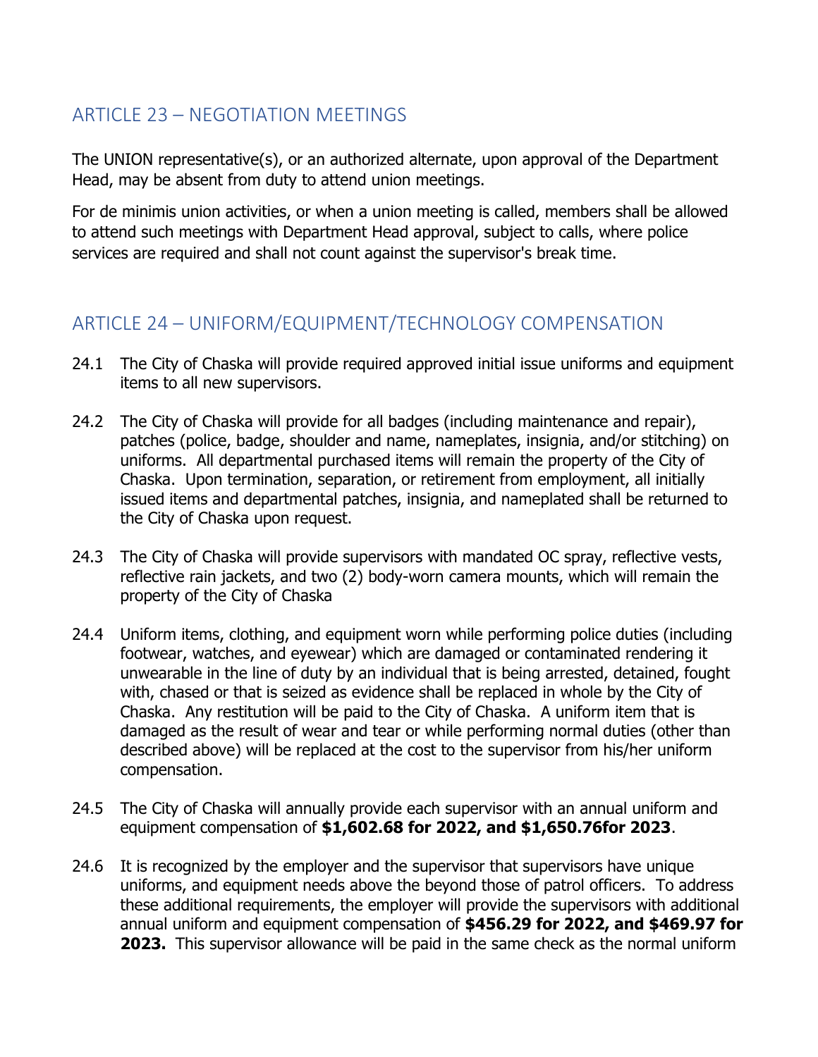## ARTICLE 23 – NEGOTIATION MEETINGS

The UNION representative(s), or an authorized alternate, upon approval of the Department Head, may be absent from duty to attend union meetings.

For de minimis union activities, or when a union meeting is called, members shall be allowed to attend such meetings with Department Head approval, subject to calls, where police services are required and shall not count against the supervisor's break time.

## ARTICLE 24 – UNIFORM/EQUIPMENT/TECHNOLOGY COMPENSATION

24.1 The City of Chaska will provide required approved initial issue uniforms and equipment items to all new supervisors.

24.2 The City of Chaska will provide for all badges (including maintenance and repair), patches (police, badge, shoulder and name, nameplates, insignia, and/or stitching) on uniforms. All departmental purchased items will remain the property of the City of Chaska. Upon termination, separation, or retirement from employment, all initially issued items and departmental patches, insignia, and nameplated shall be returned to the City of Chaska upon request.

24.3 The City of Chaska will provide supervisors with mandated OC spray, reflective vests, reflective rain jackets, and two (2) body-worn camera mounts, which will remain the property of the City of Chaska

24.4 Uniform items, clothing, and equipment worn while performing police duties (including footwear, watches, and eyewear) which are damaged or contaminated rendering it unwearable in the line of duty by an individual that is being arrested, detained, fought with, chased or that is seized as evidence shall be replaced in whole by the City of Chaska. Any restitution will be paid to the City of Chaska. A uniform item that is damaged as the result of wear and tear or while performing normal duties (other than described above) will be replaced at the cost to the supervisor from his/her uniform compensation.

24.5 The City of Chaska will annually provide each supervisor with an annual uniform and equipment compensation of **$1,602.68 for 2022, and $1,650.76for 2023**.

24.6 It is recognized by the employer and the supervisor that supervisors have unique uniforms, and equipment needs above the beyond those of patrol officers. To address these additional requirements, the employer will provide the supervisors with additional annual uniform and equipment compensation of **$456.29 for 2022, and $469.97 for 2023.** This supervisor allowance will be paid in the same check as the normal uniform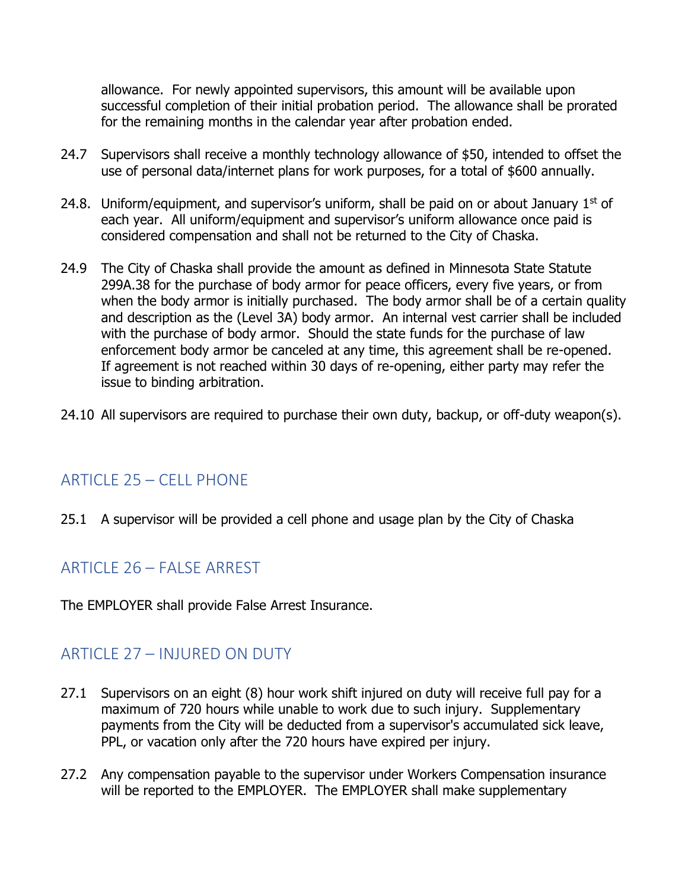allowance. For newly appointed supervisors, this amount will be available upon successful completion of their initial probation period. The allowance shall be prorated for the remaining months in the calendar year after probation ended.

24.7 Supervisors shall receive a monthly technology allowance of $50, intended to offset the use of personal data/internet plans for work purposes, for a total of $600 annually.

24.8. Uniform/equipment, and supervisor's uniform, shall be paid on or about January 1st of each year. All uniform/equipment and supervisor's uniform allowance once paid is considered compensation and shall not be returned to the City of Chaska.

24.9 The City of Chaska shall provide the amount as defined in Minnesota State Statute 299A.38 for the purchase of body armor for peace officers, every five years, or from when the body armor is initially purchased. The body armor shall be of a certain quality and description as the (Level 3A) body armor. An internal vest carrier shall be included with the purchase of body armor. Should the state funds for the purchase of law enforcement body armor be canceled at any time, this agreement shall be re-opened. If agreement is not reached within 30 days of re-opening, either party may refer the issue to binding arbitration.

24.10 All supervisors are required to purchase their own duty, backup, or off-duty weapon(s).

## ARTICLE 25 – CELL PHONE

25.1 A supervisor will be provided a cell phone and usage plan by the City of Chaska

## ARTICLE 26 – FALSE ARREST

The EMPLOYER shall provide False Arrest Insurance.

## ARTICLE 27 – INJURED ON DUTY

27.1 Supervisors on an eight (8) hour work shift injured on duty will receive full pay for a maximum of 720 hours while unable to work due to such injury. Supplementary payments from the City will be deducted from a supervisor's accumulated sick leave, PPL, or vacation only after the 720 hours have expired per injury.

27.2 Any compensation payable to the supervisor under Workers Compensation insurance will be reported to the EMPLOYER. The EMPLOYER shall make supplementary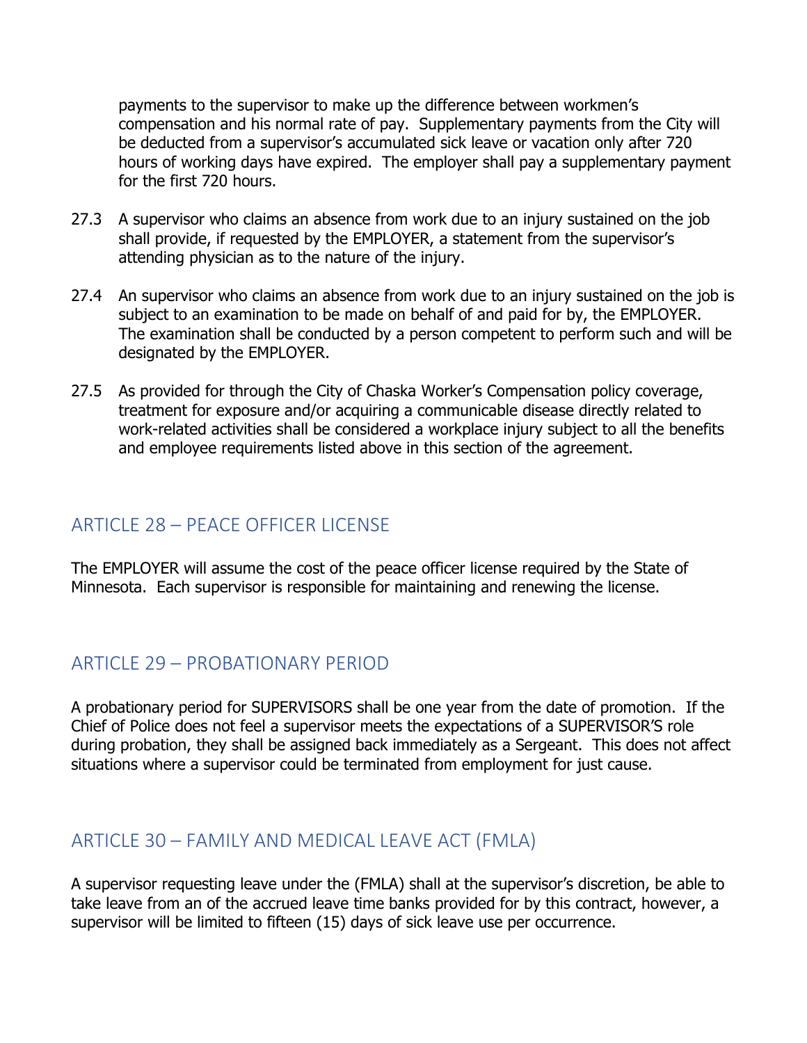payments to the supervisor to make up the difference between workmen's compensation and his normal rate of pay. Supplementary payments from the City will be deducted from a supervisor's accumulated sick leave or vacation only after 720 hours of working days have expired. The employer shall pay a supplementary payment for the first 720 hours.

27.3 A supervisor who claims an absence from work due to an injury sustained on the job shall provide, if requested by the EMPLOYER, a statement from the supervisor's attending physician as to the nature of the injury.

27.4 An supervisor who claims an absence from work due to an injury sustained on the job is subject to an examination to be made on behalf of and paid for by, the EMPLOYER. The examination shall be conducted by a person competent to perform such and will be designated by the EMPLOYER.

27.5 As provided for through the City of Chaska Worker's Compensation policy coverage, treatment for exposure and/or acquiring a communicable disease directly related to work-related activities shall be considered a workplace injury subject to all the benefits and employee requirements listed above in this section of the agreement.

## ARTICLE 28 – PEACE OFFICER LICENSE

The EMPLOYER will assume the cost of the peace officer license required by the State of Minnesota. Each supervisor is responsible for maintaining and renewing the license.

## ARTICLE 29 – PROBATIONARY PERIOD

A probationary period for SUPERVISORS shall be one year from the date of promotion. If the Chief of Police does not feel a supervisor meets the expectations of a SUPERVISOR'S role during probation, they shall be assigned back immediately as a Sergeant. This does not affect situations where a supervisor could be terminated from employment for just cause.

## ARTICLE 30 – FAMILY AND MEDICAL LEAVE ACT (FMLA)

A supervisor requesting leave under the (FMLA) shall at the supervisor's discretion, be able to take leave from an of the accrued leave time banks provided for by this contract, however, a supervisor will be limited to fifteen (15) days of sick leave use per occurrence.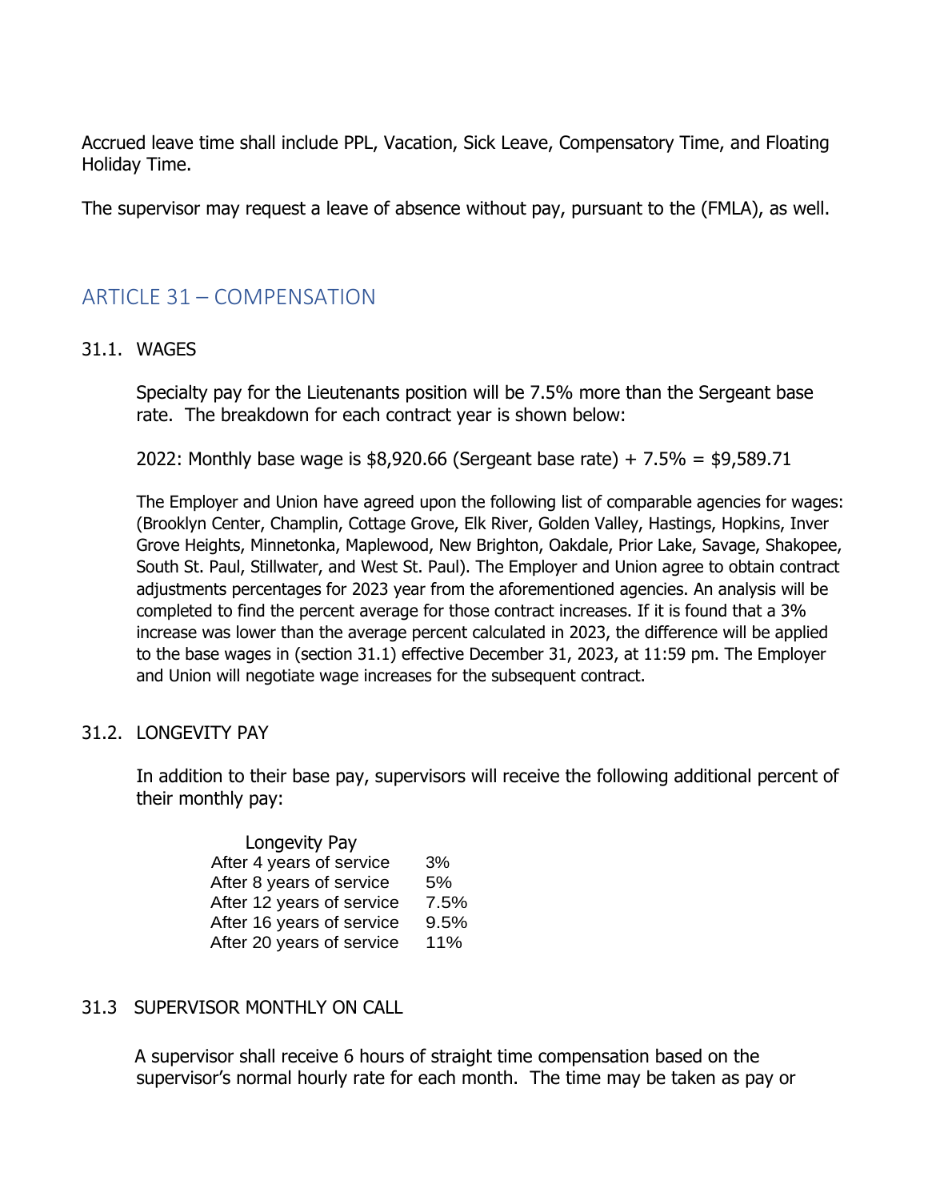Accrued leave time shall include PPL, Vacation, Sick Leave, Compensatory Time, and Floating Holiday Time.

The supervisor may request a leave of absence without pay, pursuant to the (FMLA), as well.

## ARTICLE 31 – COMPENSATION

### 31.1. WAGES

Specialty pay for the Lieutenants position will be 7.5% more than the Sergeant base rate. The breakdown for each contract year is shown below:

2022: Monthly base wage is $8,920.66 (Sergeant base rate) + 7.5% = $9,589.71

The Employer and Union have agreed upon the following list of comparable agencies for wages: (Brooklyn Center, Champlin, Cottage Grove, Elk River, Golden Valley, Hastings, Hopkins, Inver Grove Heights, Minnetonka, Maplewood, New Brighton, Oakdale, Prior Lake, Savage, Shakopee, South St. Paul, Stillwater, and West St. Paul). The Employer and Union agree to obtain contract adjustments percentages for 2023 year from the aforementioned agencies. An analysis will be completed to find the percent average for those contract increases. If it is found that a 3% increase was lower than the average percent calculated in 2023, the difference will be applied to the base wages in (section 31.1) effective December 31, 2023, at 11:59 pm. The Employer and Union will negotiate wage increases for the subsequent contract.

### 31.2. LONGEVITY PAY

In addition to their base pay, supervisors will receive the following additional percent of their monthly pay:

| Longevity Pay | |
|---|---|
| After 4 years of service | 3% |
| After 8 years of service | 5% |
| After 12 years of service | 7.5% |
| After 16 years of service | 9.5% |
| After 20 years of service | 11% |

### 31.3 SUPERVISOR MONTHLY ON CALL

A supervisor shall receive 6 hours of straight time compensation based on the supervisor's normal hourly rate for each month. The time may be taken as pay or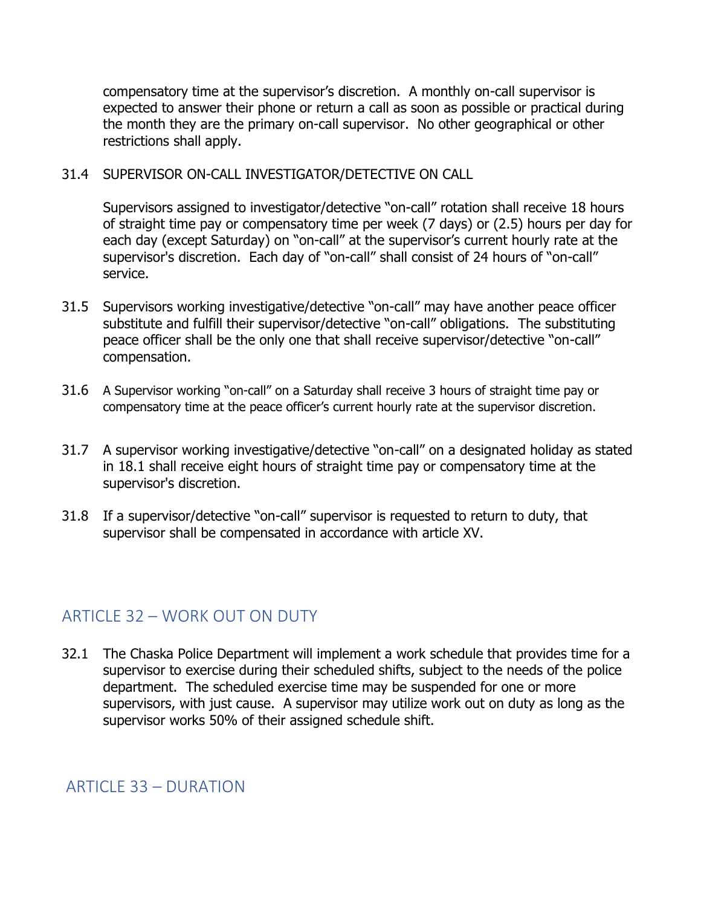compensatory time at the supervisor's discretion. A monthly on-call supervisor is expected to answer their phone or return a call as soon as possible or practical during the month they are the primary on-call supervisor. No other geographical or other restrictions shall apply.

31.4 SUPERVISOR ON-CALL INVESTIGATOR/DETECTIVE ON CALL

Supervisors assigned to investigator/detective "on-call" rotation shall receive 18 hours of straight time pay or compensatory time per week (7 days) or (2.5) hours per day for each day (except Saturday) on "on-call" at the supervisor's current hourly rate at the supervisor's discretion. Each day of "on-call" shall consist of 24 hours of "on-call" service.

31.5 Supervisors working investigative/detective "on-call" may have another peace officer substitute and fulfill their supervisor/detective "on-call" obligations. The substituting peace officer shall be the only one that shall receive supervisor/detective "on-call" compensation.

31.6 A Supervisor working "on-call" on a Saturday shall receive 3 hours of straight time pay or compensatory time at the peace officer's current hourly rate at the supervisor discretion.

31.7 A supervisor working investigative/detective "on-call" on a designated holiday as stated in 18.1 shall receive eight hours of straight time pay or compensatory time at the supervisor's discretion.

31.8 If a supervisor/detective "on-call" supervisor is requested to return to duty, that supervisor shall be compensated in accordance with article XV.

## ARTICLE 32 – WORK OUT ON DUTY

32.1 The Chaska Police Department will implement a work schedule that provides time for a supervisor to exercise during their scheduled shifts, subject to the needs of the police department. The scheduled exercise time may be suspended for one or more supervisors, with just cause. A supervisor may utilize work out on duty as long as the supervisor works 50% of their assigned schedule shift.

## ARTICLE 33 – DURATION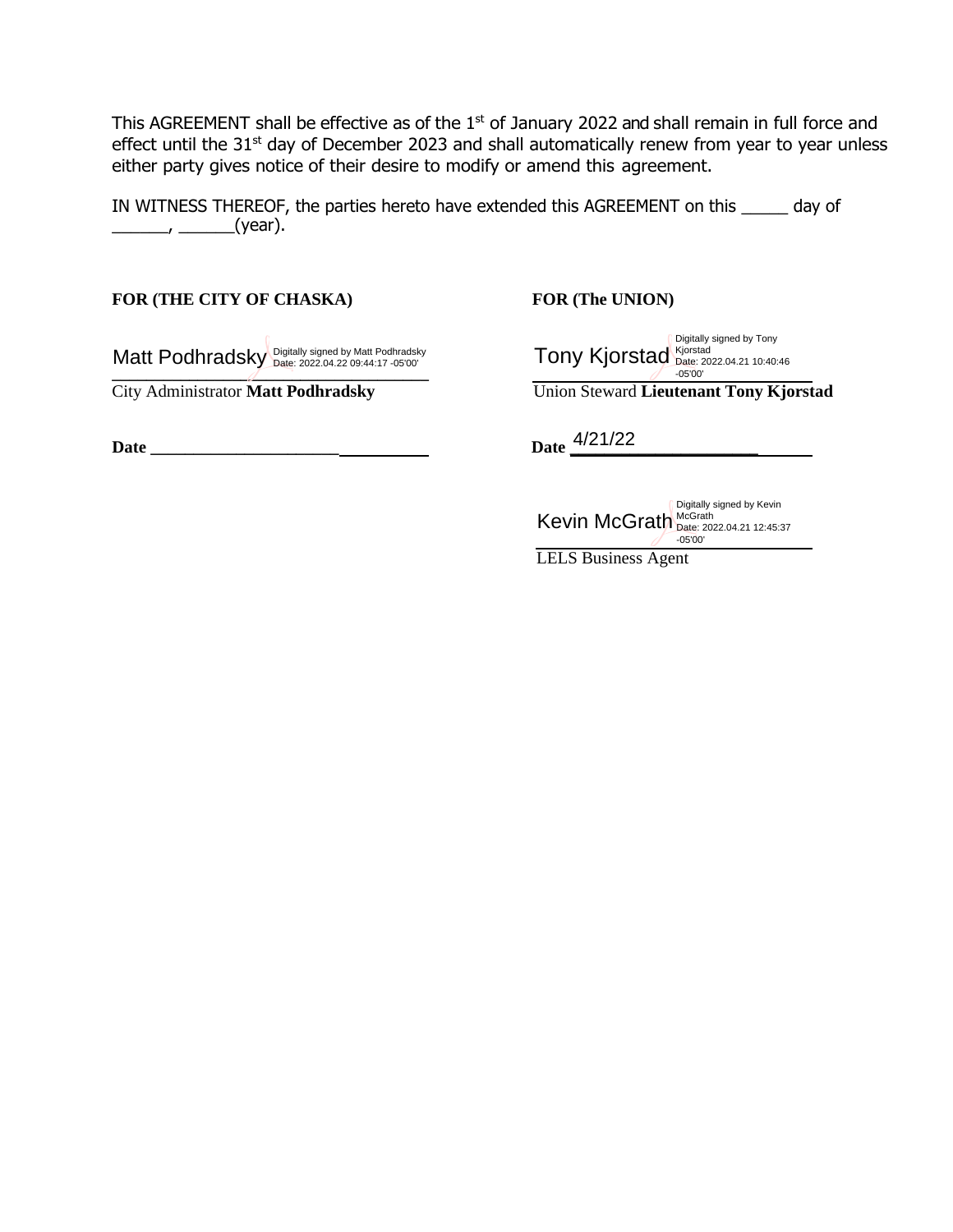This AGREEMENT shall be effective as of the 1st of January 2022 and shall remain in full force and effect until the 31st day of December 2023 and shall automatically renew from year to year unless either party gives notice of their desire to modify or amend this agreement.

IN WITNESS THEREOF, the parties hereto have extended this AGREEMENT on this _____ day of ______, ______(year).

**FOR (THE CITY OF CHASKA)**

Matt Podhradsky Digitally signed by Matt Podhradsky Date: 2022.04.22 09:44:17 -05'00'

City Administrator **Matt Podhradsky**

**Date** ____________________

**FOR (The UNION)**

Tony Kjorstad Digitally signed by Tony Kjorstad Date: 2022.04.21 10:40:46 -05'00'

Union Steward **Lieutenant Tony Kjorstad**

**Date** 4/21/22

Kevin McGrath Digitally signed by Kevin McGrath Date: 2022.04.21 12:45:37 -05'00'

LELS Business Agent